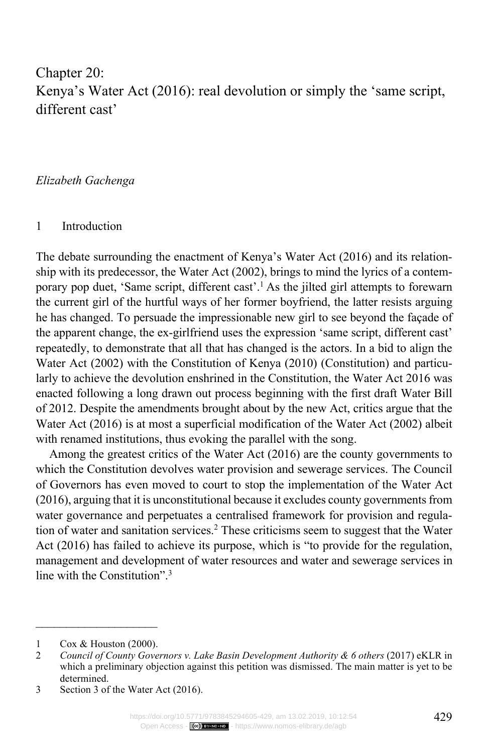# Chapter 20: Kenya's Water Act (2016): real devolution or simply the 'same script, different cast'

*Elizabeth Gachenga*

## 1 Introduction

The debate surrounding the enactment of Kenya's Water Act (2016) and its relationship with its predecessor, the Water Act (2002), brings to mind the lyrics of a contemporary pop duet, 'Same script, different cast'.[1] As the jilted girl attempts to forewarn the current girl of the hurtful ways of her former boyfriend, the latter resists arguing he has changed. To persuade the impressionable new girl to see beyond the façade of the apparent change, the ex-girlfriend uses the expression 'same script, different cast' repeatedly, to demonstrate that all that has changed is the actors. In a bid to align the Water Act (2002) with the Constitution of Kenya (2010) (Constitution) and particularly to achieve the devolution enshrined in the Constitution, the Water Act 2016 was enacted following a long drawn out process beginning with the first draft Water Bill of 2012. Despite the amendments brought about by the new Act, critics argue that the Water Act (2016) is at most a superficial modification of the Water Act (2002) albeit with renamed institutions, thus evoking the parallel with the song.

Among the greatest critics of the Water Act (2016) are the county governments to which the Constitution devolves water provision and sewerage services. The Council of Governors has even moved to court to stop the implementation of the Water Act (2016), arguing that it is unconstitutional because it excludes county governments from water governance and perpetuates a centralised framework for provision and regulation of water and sanitation services.[2] These criticisms seem to suggest that the Water Act (2016) has failed to achieve its purpose, which is "to provide for the regulation, management and development of water resources and water and sewerage services in line with the Constitution".[3]

---

1 Cox & Houston (2000).

2 *Council of County Governors v. Lake Basin Development Authority & 6 others* (2017) eKLR in which a preliminary objection against this petition was dismissed. The main matter is yet to be determined.

3 Section 3 of the Water Act (2016).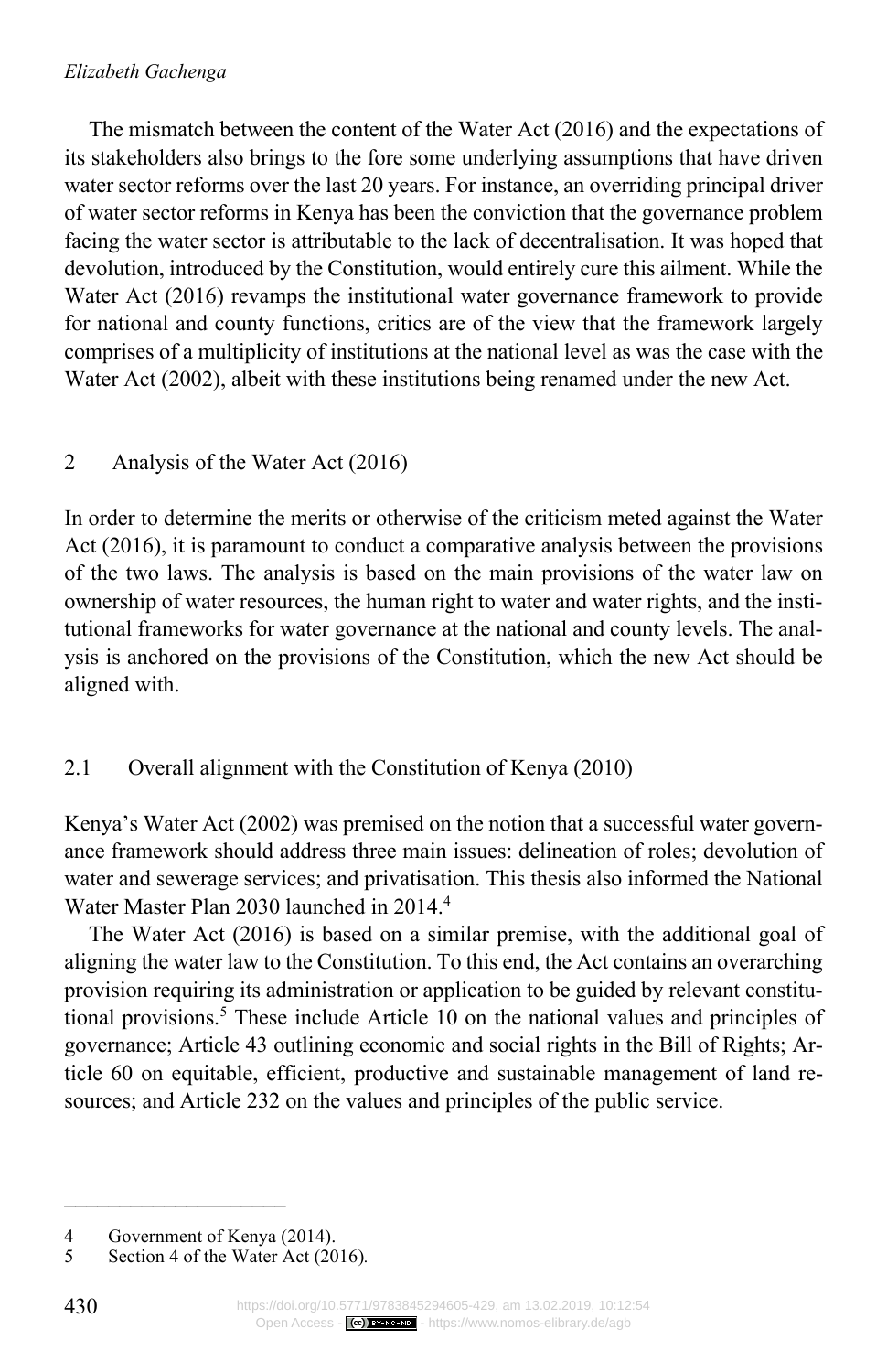The mismatch between the content of the Water Act (2016) and the expectations of its stakeholders also brings to the fore some underlying assumptions that have driven water sector reforms over the last 20 years. For instance, an overriding principal driver of water sector reforms in Kenya has been the conviction that the governance problem facing the water sector is attributable to the lack of decentralisation. It was hoped that devolution, introduced by the Constitution, would entirely cure this ailment. While the Water Act (2016) revamps the institutional water governance framework to provide for national and county functions, critics are of the view that the framework largely comprises of a multiplicity of institutions at the national level as was the case with the Water Act (2002), albeit with these institutions being renamed under the new Act.

## 2 Analysis of the Water Act (2016)

In order to determine the merits or otherwise of the criticism meted against the Water Act (2016), it is paramount to conduct a comparative analysis between the provisions of the two laws. The analysis is based on the main provisions of the water law on ownership of water resources, the human right to water and water rights, and the institutional frameworks for water governance at the national and county levels. The analysis is anchored on the provisions of the Constitution, which the new Act should be aligned with.

### 2.1 Overall alignment with the Constitution of Kenya (2010)

Kenya's Water Act (2002) was premised on the notion that a successful water governance framework should address three main issues: delineation of roles; devolution of water and sewerage services; and privatisation. This thesis also informed the National Water Master Plan 2030 launched in 2014.[4]

The Water Act (2016) is based on a similar premise, with the additional goal of aligning the water law to the Constitution. To this end, the Act contains an overarching provision requiring its administration or application to be guided by relevant constitutional provisions.[5] These include Article 10 on the national values and principles of governance; Article 43 outlining economic and social rights in the Bill of Rights; Article 60 on equitable, efficient, productive and sustainable management of land resources; and Article 232 on the values and principles of the public service.

---

4 Government of Kenya (2014).

5 Section 4 of the Water Act (2016).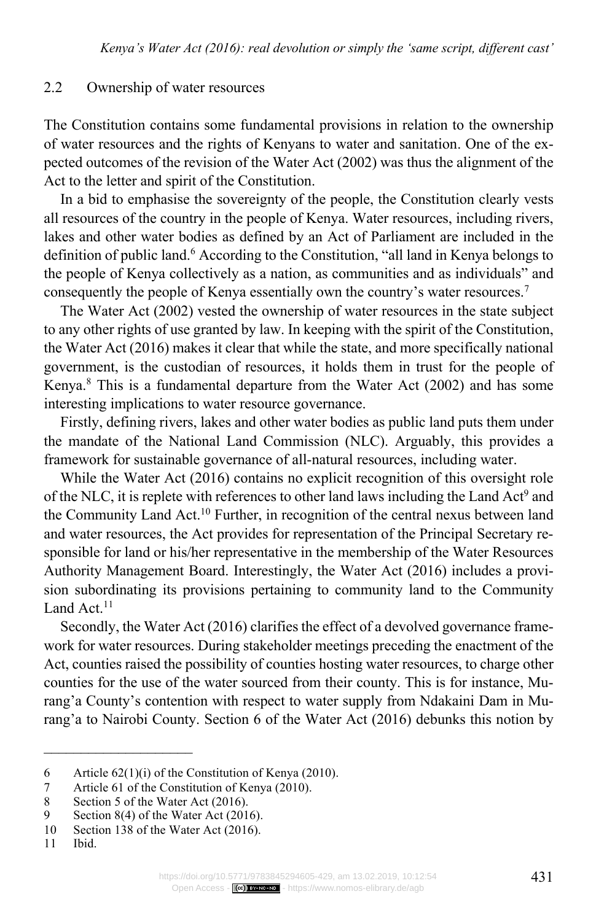## 2.2 Ownership of water resources

The Constitution contains some fundamental provisions in relation to the ownership of water resources and the rights of Kenyans to water and sanitation. One of the expected outcomes of the revision of the Water Act (2002) was thus the alignment of the Act to the letter and spirit of the Constitution.

In a bid to emphasise the sovereignty of the people, the Constitution clearly vests all resources of the country in the people of Kenya. Water resources, including rivers, lakes and other water bodies as defined by an Act of Parliament are included in the definition of public land.[6] According to the Constitution, "all land in Kenya belongs to the people of Kenya collectively as a nation, as communities and as individuals" and consequently the people of Kenya essentially own the country's water resources.[7]

The Water Act (2002) vested the ownership of water resources in the state subject to any other rights of use granted by law. In keeping with the spirit of the Constitution, the Water Act (2016) makes it clear that while the state, and more specifically national government, is the custodian of resources, it holds them in trust for the people of Kenya.[8] This is a fundamental departure from the Water Act (2002) and has some interesting implications to water resource governance.

Firstly, defining rivers, lakes and other water bodies as public land puts them under the mandate of the National Land Commission (NLC). Arguably, this provides a framework for sustainable governance of all-natural resources, including water.

While the Water Act (2016) contains no explicit recognition of this oversight role of the NLC, it is replete with references to other land laws including the Land Act[9] and the Community Land Act.[10] Further, in recognition of the central nexus between land and water resources, the Act provides for representation of the Principal Secretary responsible for land or his/her representative in the membership of the Water Resources Authority Management Board. Interestingly, the Water Act (2016) includes a provision subordinating its provisions pertaining to community land to the Community Land Act.[11]

Secondly, the Water Act (2016) clarifies the effect of a devolved governance framework for water resources. During stakeholder meetings preceding the enactment of the Act, counties raised the possibility of counties hosting water resources, to charge other counties for the use of the water sourced from their county. This is for instance, Murang'a County's contention with respect to water supply from Ndakaini Dam in Murang'a to Nairobi County. Section 6 of the Water Act (2016) debunks this notion by

---

6 Article 62(1)(i) of the Constitution of Kenya (2010).
7 Article 61 of the Constitution of Kenya (2010).
8 Section 5 of the Water Act (2016).
9 Section 8(4) of the Water Act (2016).
10 Section 138 of the Water Act (2016).
11 Ibid.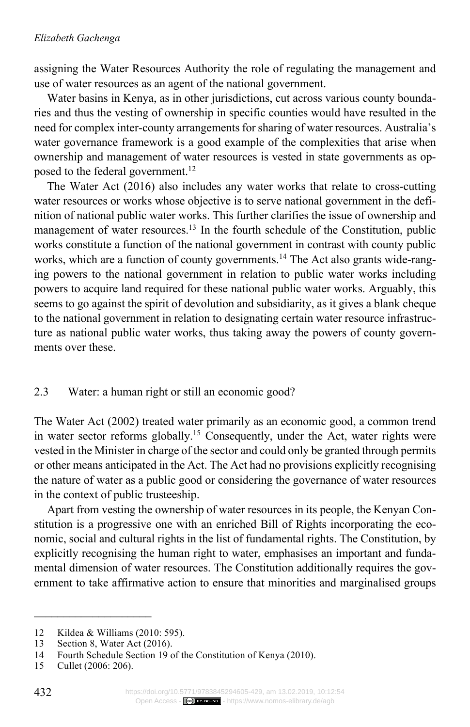assigning the Water Resources Authority the role of regulating the management and use of water resources as an agent of the national government.

Water basins in Kenya, as in other jurisdictions, cut across various county boundaries and thus the vesting of ownership in specific counties would have resulted in the need for complex inter-county arrangements for sharing of water resources. Australia's water governance framework is a good example of the complexities that arise when ownership and management of water resources is vested in state governments as opposed to the federal government.[12]

The Water Act (2016) also includes any water works that relate to cross-cutting water resources or works whose objective is to serve national government in the definition of national public water works. This further clarifies the issue of ownership and management of water resources.[13] In the fourth schedule of the Constitution, public works constitute a function of the national government in contrast with county public works, which are a function of county governments.[14] The Act also grants wide-ranging powers to the national government in relation to public water works including powers to acquire land required for these national public water works. Arguably, this seems to go against the spirit of devolution and subsidiarity, as it gives a blank cheque to the national government in relation to designating certain water resource infrastructure as national public water works, thus taking away the powers of county governments over these.

### 2.3 Water: a human right or still an economic good?

The Water Act (2002) treated water primarily as an economic good, a common trend in water sector reforms globally.[15] Consequently, under the Act, water rights were vested in the Minister in charge of the sector and could only be granted through permits or other means anticipated in the Act. The Act had no provisions explicitly recognising the nature of water as a public good or considering the governance of water resources in the context of public trusteeship.

Apart from vesting the ownership of water resources in its people, the Kenyan Constitution is a progressive one with an enriched Bill of Rights incorporating the economic, social and cultural rights in the list of fundamental rights. The Constitution, by explicitly recognising the human right to water, emphasises an important and fundamental dimension of water resources. The Constitution additionally requires the government to take affirmative action to ensure that minorities and marginalised groups

---

12 Kildea & Williams (2010: 595).

13 Section 8, Water Act (2016).

14 Fourth Schedule Section 19 of the Constitution of Kenya (2010).

15 Cullet (2006: 206).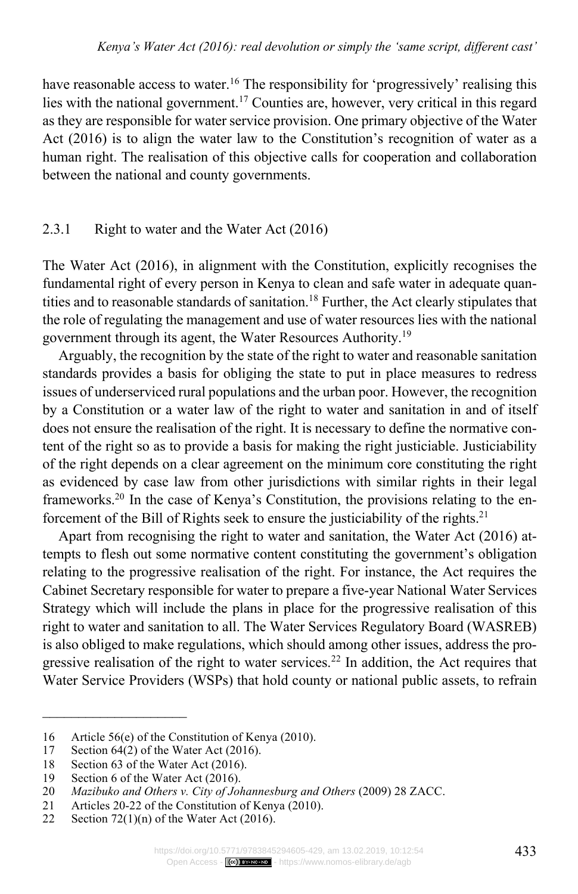have reasonable access to water.[16] The responsibility for 'progressively' realising this lies with the national government.[17] Counties are, however, very critical in this regard as they are responsible for water service provision. One primary objective of the Water Act (2016) is to align the water law to the Constitution's recognition of water as a human right. The realisation of this objective calls for cooperation and collaboration between the national and county governments.

### 2.3.1 Right to water and the Water Act (2016)

The Water Act (2016), in alignment with the Constitution, explicitly recognises the fundamental right of every person in Kenya to clean and safe water in adequate quantities and to reasonable standards of sanitation.[18] Further, the Act clearly stipulates that the role of regulating the management and use of water resources lies with the national government through its agent, the Water Resources Authority.[19]

Arguably, the recognition by the state of the right to water and reasonable sanitation standards provides a basis for obliging the state to put in place measures to redress issues of underserviced rural populations and the urban poor. However, the recognition by a Constitution or a water law of the right to water and sanitation in and of itself does not ensure the realisation of the right. It is necessary to define the normative content of the right so as to provide a basis for making the right justiciable. Justiciability of the right depends on a clear agreement on the minimum core constituting the right as evidenced by case law from other jurisdictions with similar rights in their legal frameworks.[20] In the case of Kenya's Constitution, the provisions relating to the enforcement of the Bill of Rights seek to ensure the justiciability of the rights.[21]

Apart from recognising the right to water and sanitation, the Water Act (2016) attempts to flesh out some normative content constituting the government's obligation relating to the progressive realisation of the right. For instance, the Act requires the Cabinet Secretary responsible for water to prepare a five-year National Water Services Strategy which will include the plans in place for the progressive realisation of this right to water and sanitation to all. The Water Services Regulatory Board (WASREB) is also obliged to make regulations, which should among other issues, address the progressive realisation of the right to water services.[22] In addition, the Act requires that Water Service Providers (WSPs) that hold county or national public assets, to refrain

---

16 Article 56(e) of the Constitution of Kenya (2010).
17 Section 64(2) of the Water Act (2016).
18 Section 63 of the Water Act (2016).
19 Section 6 of the Water Act (2016).
20 *Mazibuko and Others v. City of Johannesburg and Others* (2009) 28 ZACC.
21 Articles 20-22 of the Constitution of Kenya (2010).
22 Section 72(1)(n) of the Water Act (2016).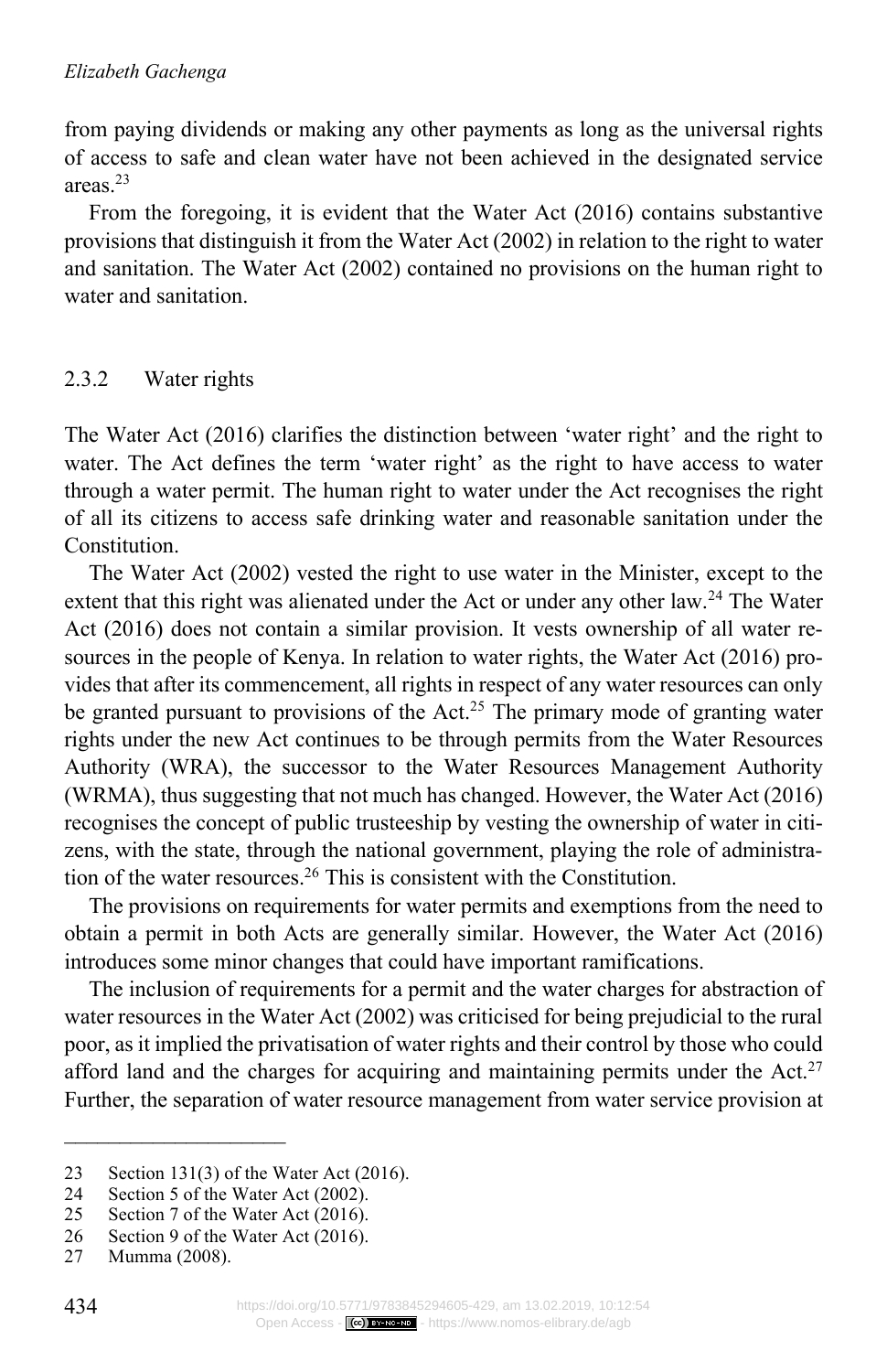from paying dividends or making any other payments as long as the universal rights of access to safe and clean water have not been achieved in the designated service areas.[23]

From the foregoing, it is evident that the Water Act (2016) contains substantive provisions that distinguish it from the Water Act (2002) in relation to the right to water and sanitation. The Water Act (2002) contained no provisions on the human right to water and sanitation.

### 2.3.2 Water rights

The Water Act (2016) clarifies the distinction between 'water right' and the right to water. The Act defines the term 'water right' as the right to have access to water through a water permit. The human right to water under the Act recognises the right of all its citizens to access safe drinking water and reasonable sanitation under the Constitution.

The Water Act (2002) vested the right to use water in the Minister, except to the extent that this right was alienated under the Act or under any other law.[24] The Water Act (2016) does not contain a similar provision. It vests ownership of all water resources in the people of Kenya. In relation to water rights, the Water Act (2016) provides that after its commencement, all rights in respect of any water resources can only be granted pursuant to provisions of the Act.[25] The primary mode of granting water rights under the new Act continues to be through permits from the Water Resources Authority (WRA), the successor to the Water Resources Management Authority (WRMA), thus suggesting that not much has changed. However, the Water Act (2016) recognises the concept of public trusteeship by vesting the ownership of water in citizens, with the state, through the national government, playing the role of administration of the water resources.[26] This is consistent with the Constitution.

The provisions on requirements for water permits and exemptions from the need to obtain a permit in both Acts are generally similar. However, the Water Act (2016) introduces some minor changes that could have important ramifications.

The inclusion of requirements for a permit and the water charges for abstraction of water resources in the Water Act (2002) was criticised for being prejudicial to the rural poor, as it implied the privatisation of water rights and their control by those who could afford land and the charges for acquiring and maintaining permits under the Act.[27] Further, the separation of water resource management from water service provision at

---

23 Section 131(3) of the Water Act (2016).

24 Section 5 of the Water Act (2002).

25 Section 7 of the Water Act (2016).

26 Section 9 of the Water Act (2016).

27 Mumma (2008).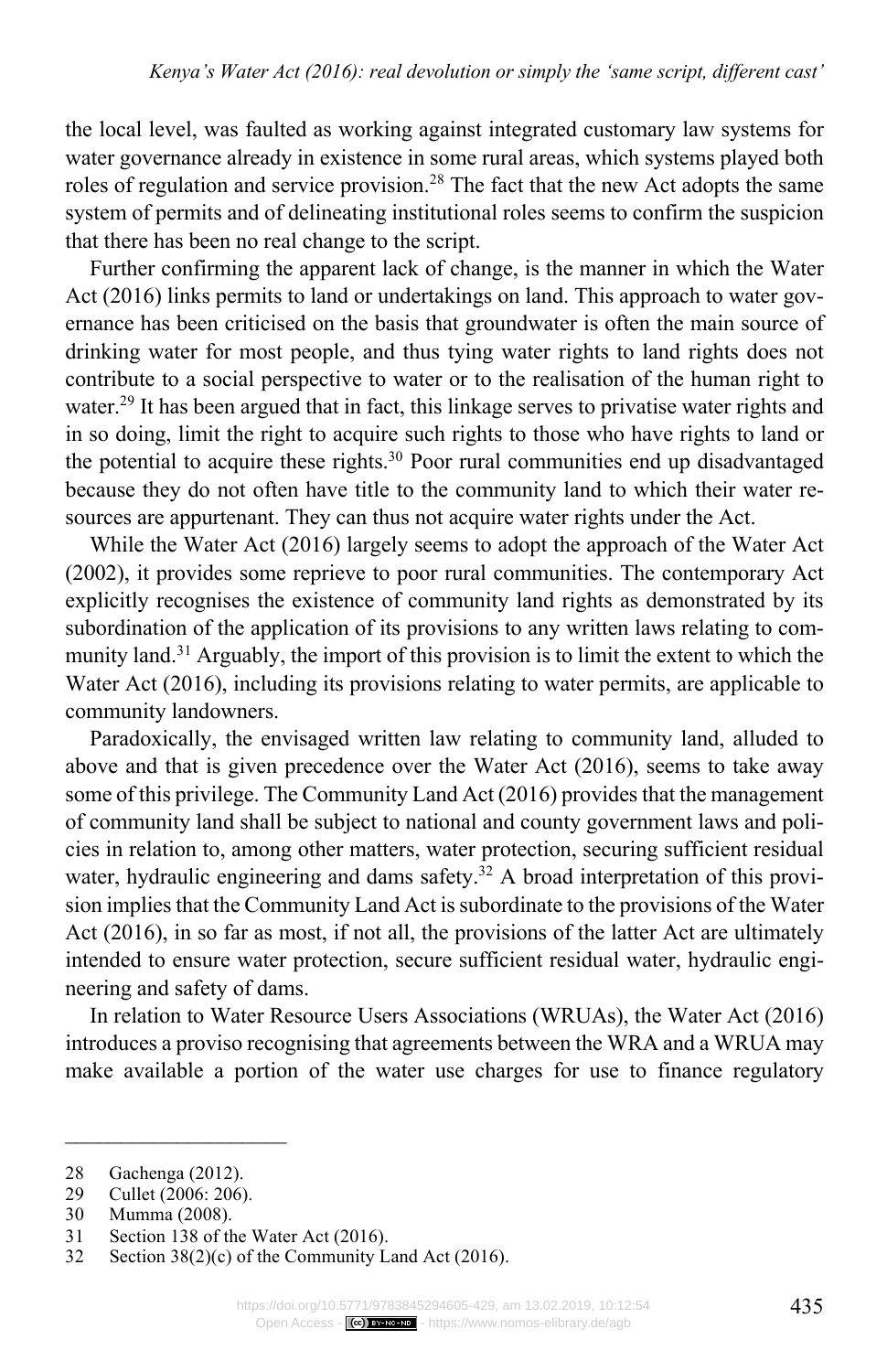the local level, was faulted as working against integrated customary law systems for water governance already in existence in some rural areas, which systems played both roles of regulation and service provision.[28] The fact that the new Act adopts the same system of permits and of delineating institutional roles seems to confirm the suspicion that there has been no real change to the script.

Further confirming the apparent lack of change, is the manner in which the Water Act (2016) links permits to land or undertakings on land. This approach to water governance has been criticised on the basis that groundwater is often the main source of drinking water for most people, and thus tying water rights to land rights does not contribute to a social perspective to water or to the realisation of the human right to water.[29] It has been argued that in fact, this linkage serves to privatise water rights and in so doing, limit the right to acquire such rights to those who have rights to land or the potential to acquire these rights.[30] Poor rural communities end up disadvantaged because they do not often have title to the community land to which their water resources are appurtenant. They can thus not acquire water rights under the Act.

While the Water Act (2016) largely seems to adopt the approach of the Water Act (2002), it provides some reprieve to poor rural communities. The contemporary Act explicitly recognises the existence of community land rights as demonstrated by its subordination of the application of its provisions to any written laws relating to community land.[31] Arguably, the import of this provision is to limit the extent to which the Water Act (2016), including its provisions relating to water permits, are applicable to community landowners.

Paradoxically, the envisaged written law relating to community land, alluded to above and that is given precedence over the Water Act (2016), seems to take away some of this privilege. The Community Land Act (2016) provides that the management of community land shall be subject to national and county government laws and policies in relation to, among other matters, water protection, securing sufficient residual water, hydraulic engineering and dams safety.[32] A broad interpretation of this provision implies that the Community Land Act is subordinate to the provisions of the Water Act (2016), in so far as most, if not all, the provisions of the latter Act are ultimately intended to ensure water protection, secure sufficient residual water, hydraulic engineering and safety of dams.

In relation to Water Resource Users Associations (WRUAs), the Water Act (2016) introduces a proviso recognising that agreements between the WRA and a WRUA may make available a portion of the water use charges for use to finance regulatory

---

28 Gachenga (2012).
29 Cullet (2006: 206).
30 Mumma (2008).
31 Section 138 of the Water Act (2016).
32 Section 38(2)(c) of the Community Land Act (2016).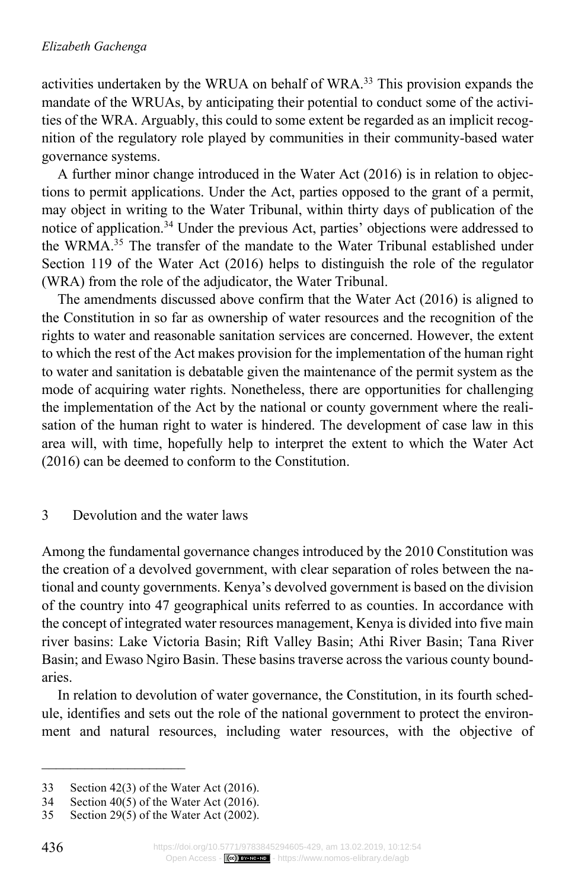activities undertaken by the WRUA on behalf of WRA.[33] This provision expands the mandate of the WRUAs, by anticipating their potential to conduct some of the activities of the WRA. Arguably, this could to some extent be regarded as an implicit recognition of the regulatory role played by communities in their community-based water governance systems.

A further minor change introduced in the Water Act (2016) is in relation to objections to permit applications. Under the Act, parties opposed to the grant of a permit, may object in writing to the Water Tribunal, within thirty days of publication of the notice of application.[34] Under the previous Act, parties' objections were addressed to the WRMA.[35] The transfer of the mandate to the Water Tribunal established under Section 119 of the Water Act (2016) helps to distinguish the role of the regulator (WRA) from the role of the adjudicator, the Water Tribunal.

The amendments discussed above confirm that the Water Act (2016) is aligned to the Constitution in so far as ownership of water resources and the recognition of the rights to water and reasonable sanitation services are concerned. However, the extent to which the rest of the Act makes provision for the implementation of the human right to water and sanitation is debatable given the maintenance of the permit system as the mode of acquiring water rights. Nonetheless, there are opportunities for challenging the implementation of the Act by the national or county government where the realisation of the human right to water is hindered. The development of case law in this area will, with time, hopefully help to interpret the extent to which the Water Act (2016) can be deemed to conform to the Constitution.

## 3 Devolution and the water laws

Among the fundamental governance changes introduced by the 2010 Constitution was the creation of a devolved government, with clear separation of roles between the national and county governments. Kenya's devolved government is based on the division of the country into 47 geographical units referred to as counties. In accordance with the concept of integrated water resources management, Kenya is divided into five main river basins: Lake Victoria Basin; Rift Valley Basin; Athi River Basin; Tana River Basin; and Ewaso Ngiro Basin. These basins traverse across the various county boundaries.

In relation to devolution of water governance, the Constitution, in its fourth schedule, identifies and sets out the role of the national government to protect the environment and natural resources, including water resources, with the objective of

---

33 Section 42(3) of the Water Act (2016).

34 Section 40(5) of the Water Act (2016).

35 Section 29(5) of the Water Act (2002).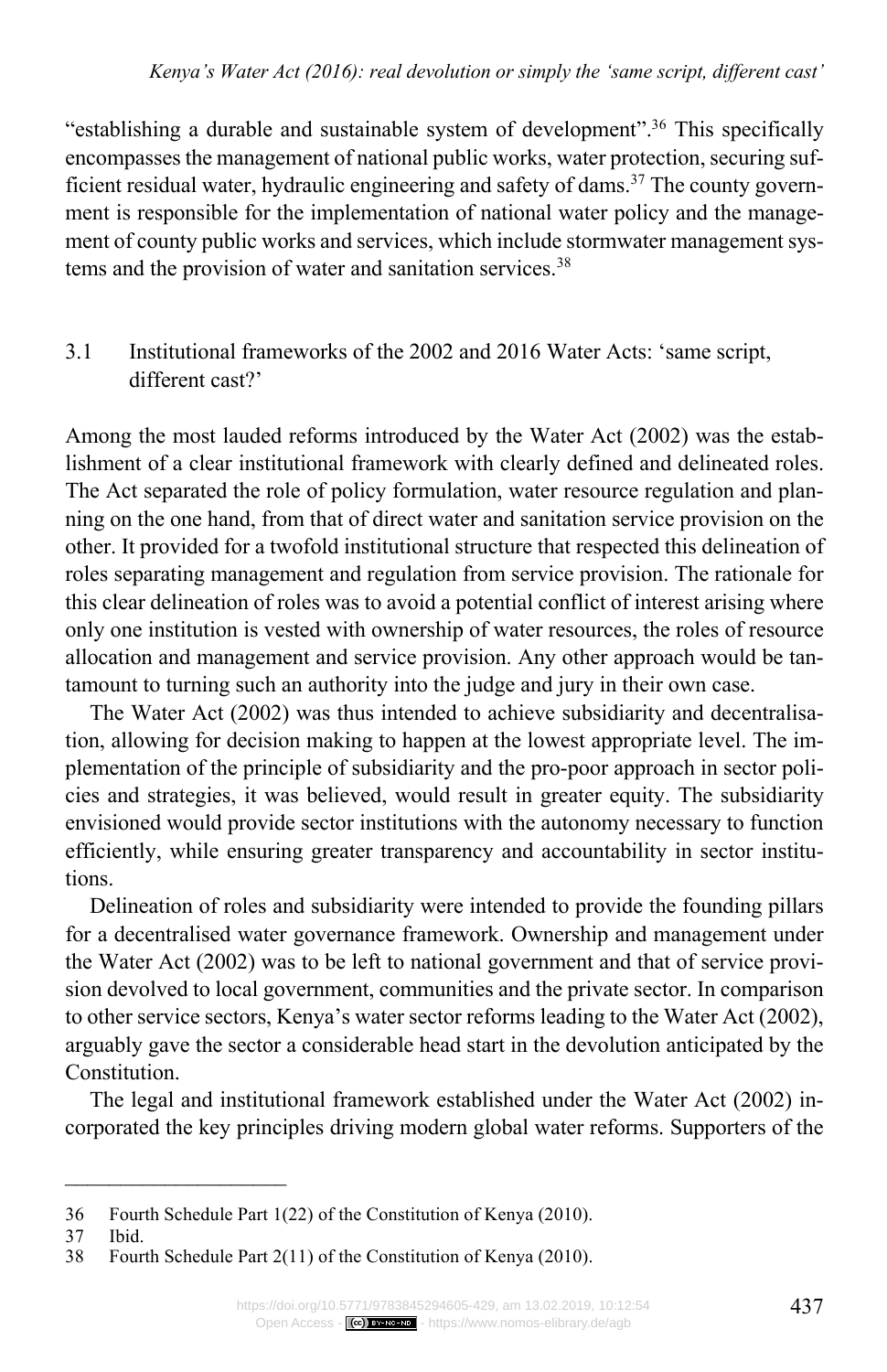"establishing a durable and sustainable system of development".[36] This specifically encompasses the management of national public works, water protection, securing sufficient residual water, hydraulic engineering and safety of dams.[37] The county government is responsible for the implementation of national water policy and the management of county public works and services, which include stormwater management systems and the provision of water and sanitation services.[38]

### 3.1 Institutional frameworks of the 2002 and 2016 Water Acts: 'same script, different cast?'

Among the most lauded reforms introduced by the Water Act (2002) was the establishment of a clear institutional framework with clearly defined and delineated roles. The Act separated the role of policy formulation, water resource regulation and planning on the one hand, from that of direct water and sanitation service provision on the other. It provided for a twofold institutional structure that respected this delineation of roles separating management and regulation from service provision. The rationale for this clear delineation of roles was to avoid a potential conflict of interest arising where only one institution is vested with ownership of water resources, the roles of resource allocation and management and service provision. Any other approach would be tantamount to turning such an authority into the judge and jury in their own case.

The Water Act (2002) was thus intended to achieve subsidiarity and decentralisation, allowing for decision making to happen at the lowest appropriate level. The implementation of the principle of subsidiarity and the pro-poor approach in sector policies and strategies, it was believed, would result in greater equity. The subsidiarity envisioned would provide sector institutions with the autonomy necessary to function efficiently, while ensuring greater transparency and accountability in sector institutions.

Delineation of roles and subsidiarity were intended to provide the founding pillars for a decentralised water governance framework. Ownership and management under the Water Act (2002) was to be left to national government and that of service provision devolved to local government, communities and the private sector. In comparison to other service sectors, Kenya's water sector reforms leading to the Water Act (2002), arguably gave the sector a considerable head start in the devolution anticipated by the Constitution.

The legal and institutional framework established under the Water Act (2002) incorporated the key principles driving modern global water reforms. Supporters of the

---

36 Fourth Schedule Part 1(22) of the Constitution of Kenya (2010).

37 Ibid.

38 Fourth Schedule Part 2(11) of the Constitution of Kenya (2010).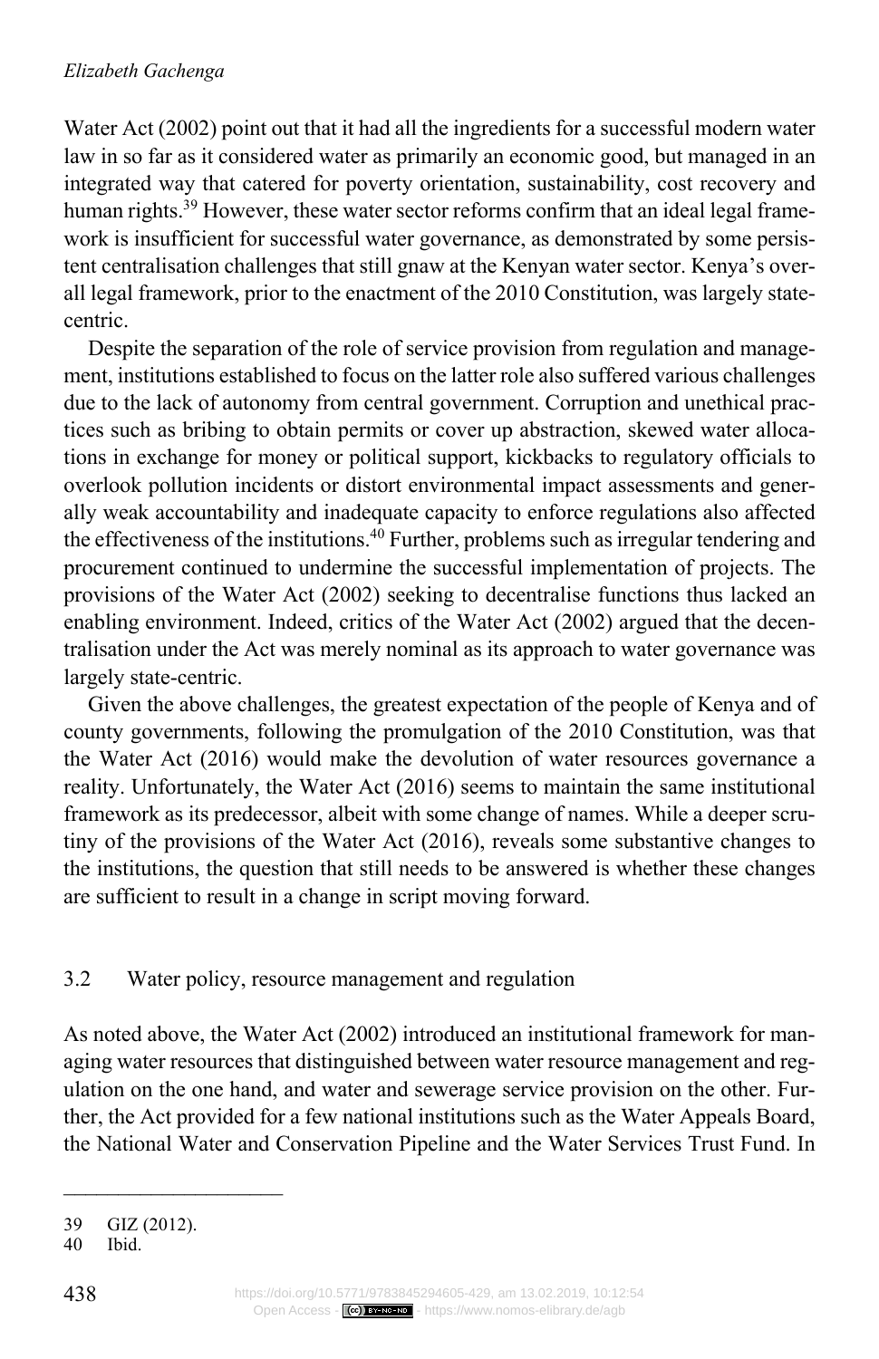Water Act (2002) point out that it had all the ingredients for a successful modern water law in so far as it considered water as primarily an economic good, but managed in an integrated way that catered for poverty orientation, sustainability, cost recovery and human rights.[39] However, these water sector reforms confirm that an ideal legal framework is insufficient for successful water governance, as demonstrated by some persistent centralisation challenges that still gnaw at the Kenyan water sector. Kenya's overall legal framework, prior to the enactment of the 2010 Constitution, was largely state-centric.

Despite the separation of the role of service provision from regulation and management, institutions established to focus on the latter role also suffered various challenges due to the lack of autonomy from central government. Corruption and unethical practices such as bribing to obtain permits or cover up abstraction, skewed water allocations in exchange for money or political support, kickbacks to regulatory officials to overlook pollution incidents or distort environmental impact assessments and generally weak accountability and inadequate capacity to enforce regulations also affected the effectiveness of the institutions.[40] Further, problems such as irregular tendering and procurement continued to undermine the successful implementation of projects. The provisions of the Water Act (2002) seeking to decentralise functions thus lacked an enabling environment. Indeed, critics of the Water Act (2002) argued that the decentralisation under the Act was merely nominal as its approach to water governance was largely state-centric.

Given the above challenges, the greatest expectation of the people of Kenya and of county governments, following the promulgation of the 2010 Constitution, was that the Water Act (2016) would make the devolution of water resources governance a reality. Unfortunately, the Water Act (2016) seems to maintain the same institutional framework as its predecessor, albeit with some change of names. While a deeper scrutiny of the provisions of the Water Act (2016), reveals some substantive changes to the institutions, the question that still needs to be answered is whether these changes are sufficient to result in a change in script moving forward.

### 3.2 Water policy, resource management and regulation

As noted above, the Water Act (2002) introduced an institutional framework for managing water resources that distinguished between water resource management and regulation on the one hand, and water and sewerage service provision on the other. Further, the Act provided for a few national institutions such as the Water Appeals Board, the National Water and Conservation Pipeline and the Water Services Trust Fund. In

---

39 GIZ (2012).

40 Ibid.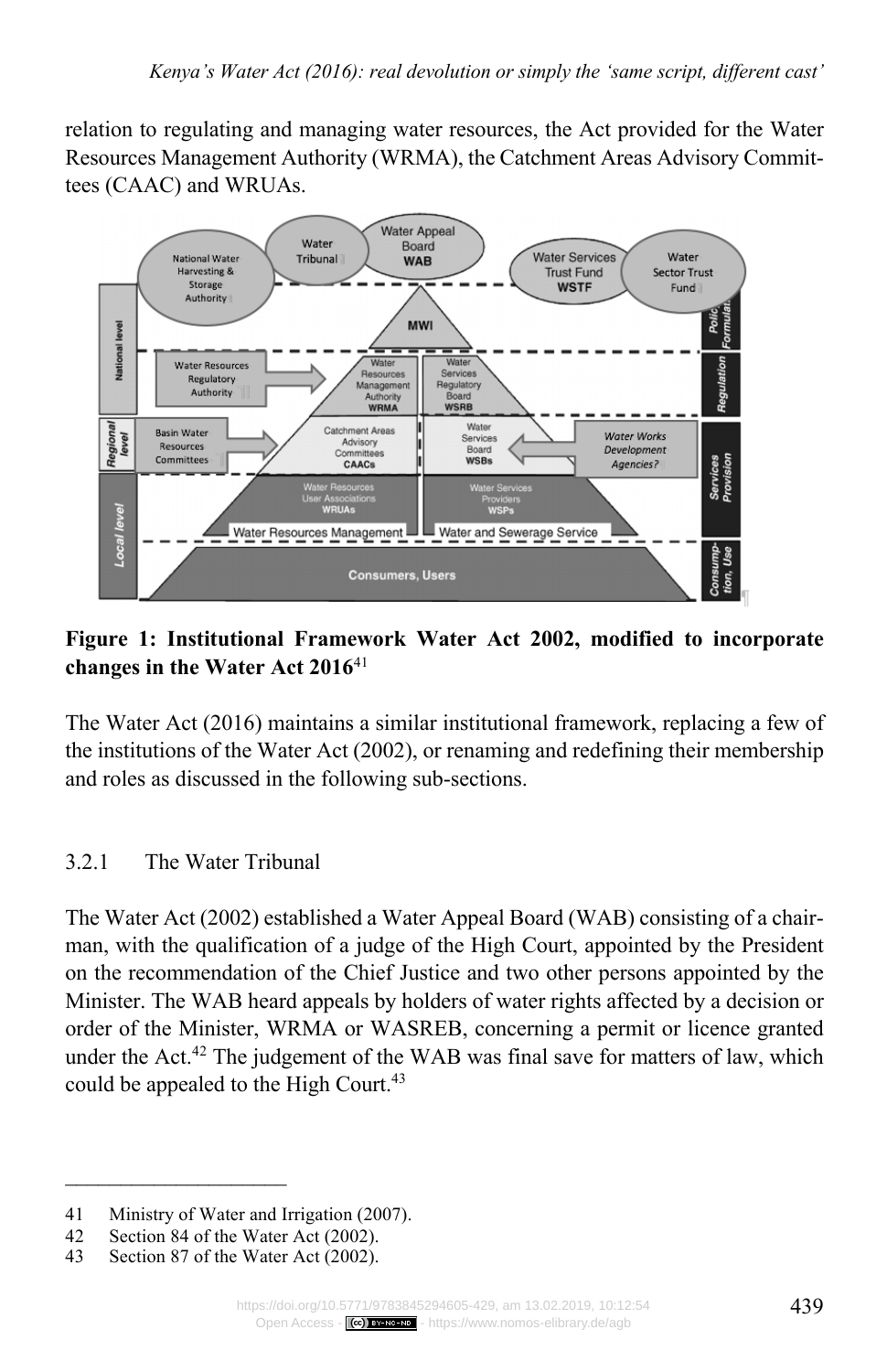relation to regulating and managing water resources, the Act provided for the Water Resources Management Authority (WRMA), the Catchment Areas Advisory Committees (CAAC) and WRUAs.

**Figure 1: Institutional Framework Water Act 2002, modified to incorporate changes in the Water Act 2016**[41]

The Water Act (2016) maintains a similar institutional framework, replacing a few of the institutions of the Water Act (2002), or renaming and redefining their membership and roles as discussed in the following sub-sections.

### 3.2.1 The Water Tribunal

The Water Act (2002) established a Water Appeal Board (WAB) consisting of a chairman, with the qualification of a judge of the High Court, appointed by the President on the recommendation of the Chief Justice and two other persons appointed by the Minister. The WAB heard appeals by holders of water rights affected by a decision or order of the Minister, WRMA or WASREB, concerning a permit or licence granted under the Act.[42] The judgement of the WAB was final save for matters of law, which could be appealed to the High Court.[43]

---

41 Ministry of Water and Irrigation (2007).

42 Section 84 of the Water Act (2002).

43 Section 87 of the Water Act (2002).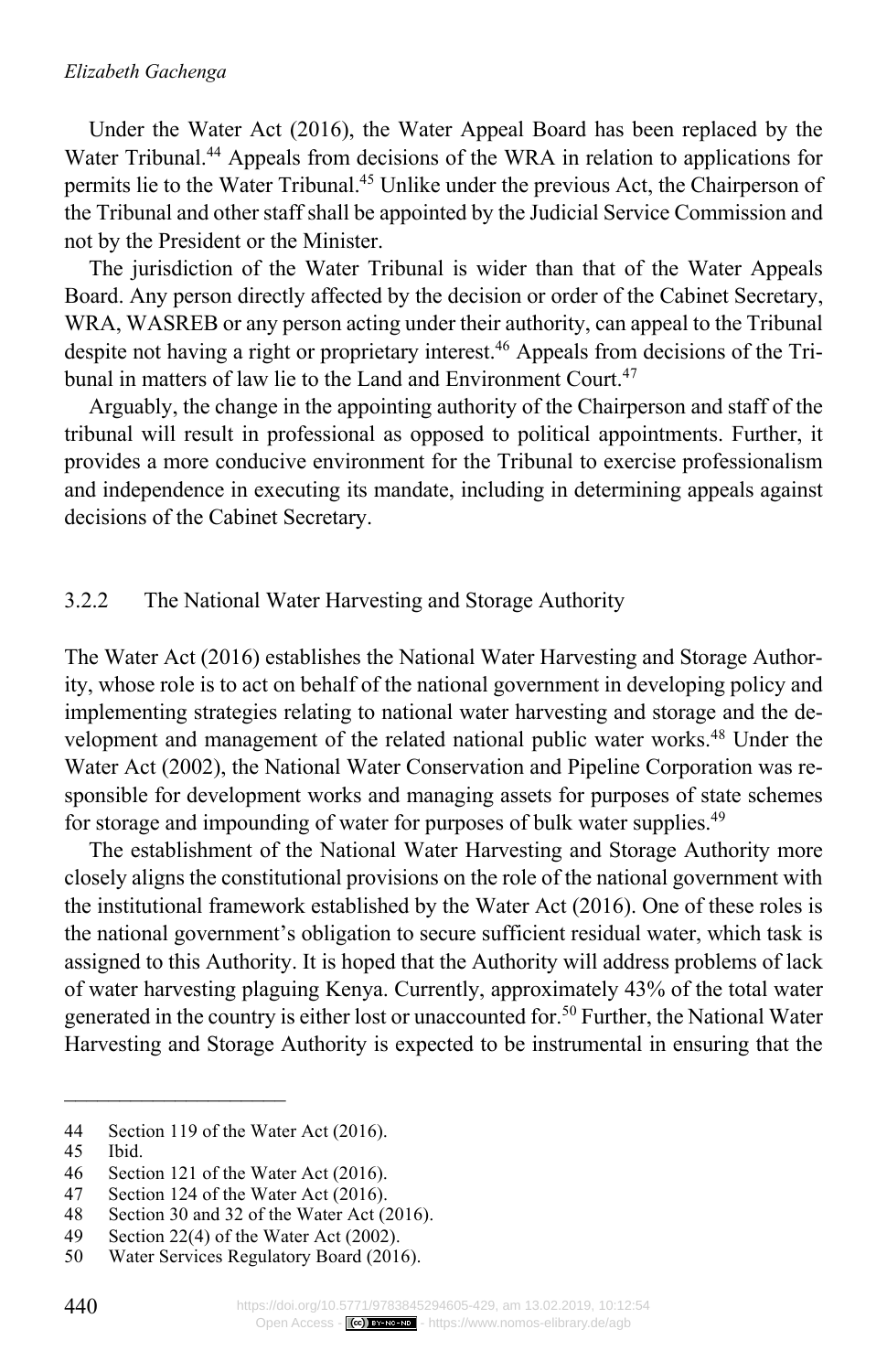Under the Water Act (2016), the Water Appeal Board has been replaced by the Water Tribunal.[44] Appeals from decisions of the WRA in relation to applications for permits lie to the Water Tribunal.[45] Unlike under the previous Act, the Chairperson of the Tribunal and other staff shall be appointed by the Judicial Service Commission and not by the President or the Minister.

The jurisdiction of the Water Tribunal is wider than that of the Water Appeals Board. Any person directly affected by the decision or order of the Cabinet Secretary, WRA, WASREB or any person acting under their authority, can appeal to the Tribunal despite not having a right or proprietary interest.[46] Appeals from decisions of the Tribunal in matters of law lie to the Land and Environment Court.[47]

Arguably, the change in the appointing authority of the Chairperson and staff of the tribunal will result in professional as opposed to political appointments. Further, it provides a more conducive environment for the Tribunal to exercise professionalism and independence in executing its mandate, including in determining appeals against decisions of the Cabinet Secretary.

### 3.2.2 The National Water Harvesting and Storage Authority

The Water Act (2016) establishes the National Water Harvesting and Storage Authority, whose role is to act on behalf of the national government in developing policy and implementing strategies relating to national water harvesting and storage and the development and management of the related national public water works.[48] Under the Water Act (2002), the National Water Conservation and Pipeline Corporation was responsible for development works and managing assets for purposes of state schemes for storage and impounding of water for purposes of bulk water supplies.[49]

The establishment of the National Water Harvesting and Storage Authority more closely aligns the constitutional provisions on the role of the national government with the institutional framework established by the Water Act (2016). One of these roles is the national government's obligation to secure sufficient residual water, which task is assigned to this Authority. It is hoped that the Authority will address problems of lack of water harvesting plaguing Kenya. Currently, approximately 43% of the total water generated in the country is either lost or unaccounted for.[50] Further, the National Water Harvesting and Storage Authority is expected to be instrumental in ensuring that the

---

44 Section 119 of the Water Act (2016).

45 Ibid.

46 Section 121 of the Water Act (2016).

47 Section 124 of the Water Act (2016).

48 Section 30 and 32 of the Water Act (2016).

49 Section 22(4) of the Water Act (2002).

50 Water Services Regulatory Board (2016).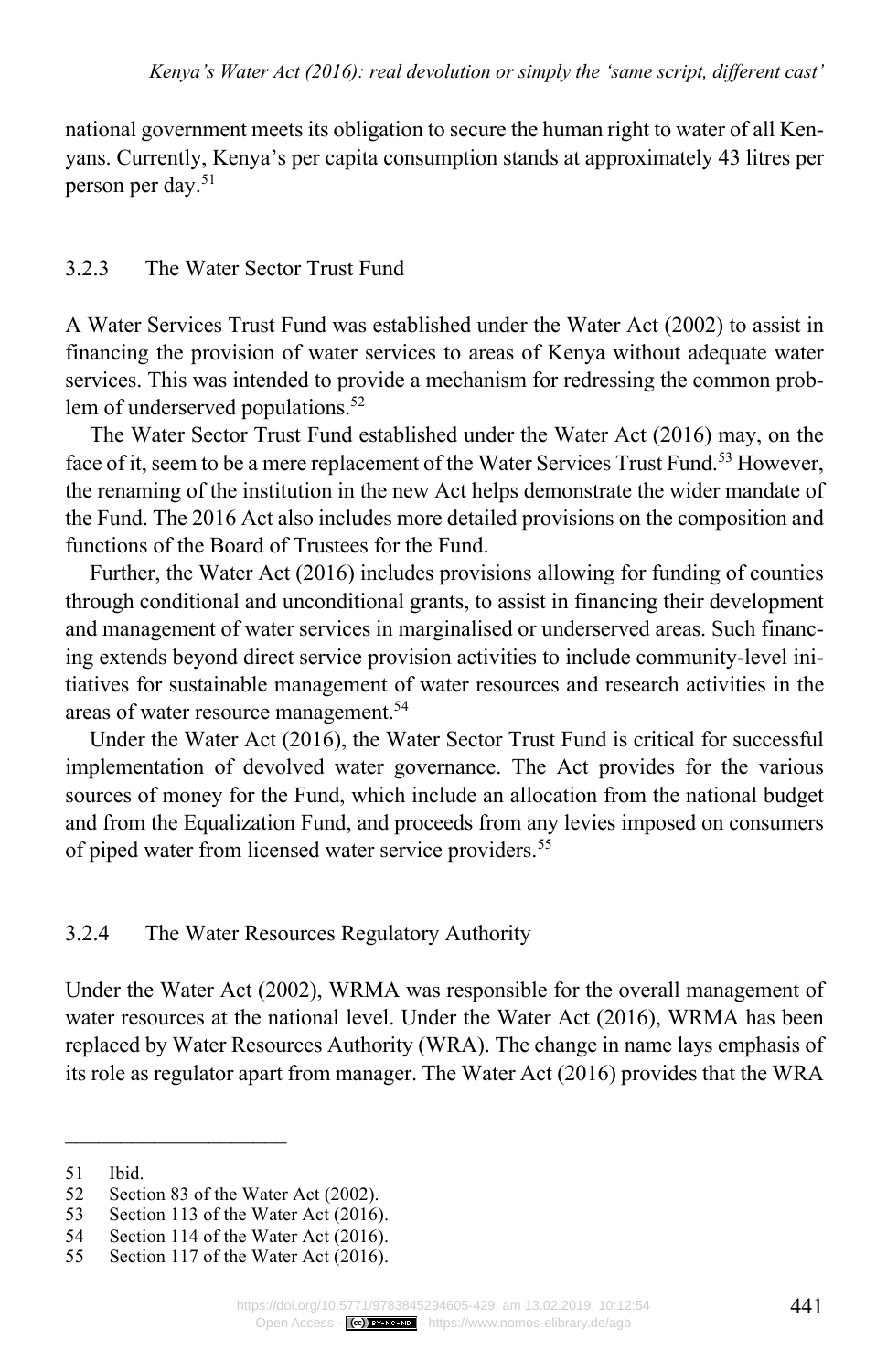national government meets its obligation to secure the human right to water of all Kenyans. Currently, Kenya's per capita consumption stands at approximately 43 litres per person per day.[51]

### 3.2.3 The Water Sector Trust Fund

A Water Services Trust Fund was established under the Water Act (2002) to assist in financing the provision of water services to areas of Kenya without adequate water services. This was intended to provide a mechanism for redressing the common problem of underserved populations.[52]

The Water Sector Trust Fund established under the Water Act (2016) may, on the face of it, seem to be a mere replacement of the Water Services Trust Fund.[53] However, the renaming of the institution in the new Act helps demonstrate the wider mandate of the Fund. The 2016 Act also includes more detailed provisions on the composition and functions of the Board of Trustees for the Fund.

Further, the Water Act (2016) includes provisions allowing for funding of counties through conditional and unconditional grants, to assist in financing their development and management of water services in marginalised or underserved areas. Such financing extends beyond direct service provision activities to include community-level initiatives for sustainable management of water resources and research activities in the areas of water resource management.[54]

Under the Water Act (2016), the Water Sector Trust Fund is critical for successful implementation of devolved water governance. The Act provides for the various sources of money for the Fund, which include an allocation from the national budget and from the Equalization Fund, and proceeds from any levies imposed on consumers of piped water from licensed water service providers.[55]

### 3.2.4 The Water Resources Regulatory Authority

Under the Water Act (2002), WRMA was responsible for the overall management of water resources at the national level. Under the Water Act (2016), WRMA has been replaced by Water Resources Authority (WRA). The change in name lays emphasis of its role as regulator apart from manager. The Water Act (2016) provides that the WRA

---

51 Ibid.
52 Section 83 of the Water Act (2002).
53 Section 113 of the Water Act (2016).
54 Section 114 of the Water Act (2016).
55 Section 117 of the Water Act (2016).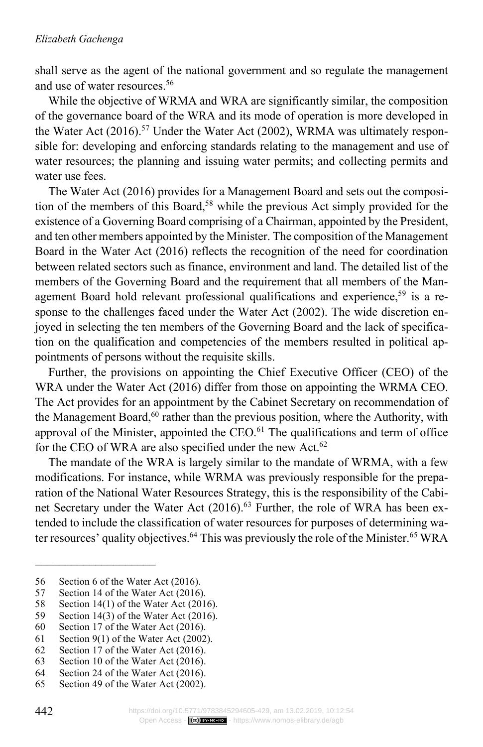shall serve as the agent of the national government and so regulate the management and use of water resources.[56]

While the objective of WRMA and WRA are significantly similar, the composition of the governance board of the WRA and its mode of operation is more developed in the Water Act (2016).[57] Under the Water Act (2002), WRMA was ultimately responsible for: developing and enforcing standards relating to the management and use of water resources; the planning and issuing water permits; and collecting permits and water use fees.

The Water Act (2016) provides for a Management Board and sets out the composition of the members of this Board,[58] while the previous Act simply provided for the existence of a Governing Board comprising of a Chairman, appointed by the President, and ten other members appointed by the Minister. The composition of the Management Board in the Water Act (2016) reflects the recognition of the need for coordination between related sectors such as finance, environment and land. The detailed list of the members of the Governing Board and the requirement that all members of the Management Board hold relevant professional qualifications and experience,[59] is a response to the challenges faced under the Water Act (2002). The wide discretion enjoyed in selecting the ten members of the Governing Board and the lack of specification on the qualification and competencies of the members resulted in political appointments of persons without the requisite skills.

Further, the provisions on appointing the Chief Executive Officer (CEO) of the WRA under the Water Act (2016) differ from those on appointing the WRMA CEO. The Act provides for an appointment by the Cabinet Secretary on recommendation of the Management Board,[60] rather than the previous position, where the Authority, with approval of the Minister, appointed the CEO.[61] The qualifications and term of office for the CEO of WRA are also specified under the new Act.[62]

The mandate of the WRA is largely similar to the mandate of WRMA, with a few modifications. For instance, while WRMA was previously responsible for the preparation of the National Water Resources Strategy, this is the responsibility of the Cabinet Secretary under the Water Act (2016).[63] Further, the role of WRA has been extended to include the classification of water resources for purposes of determining water resources' quality objectives.[64] This was previously the role of the Minister.[65] WRA

---

56 Section 6 of the Water Act (2016).
57 Section 14 of the Water Act (2016).
58 Section 14(1) of the Water Act (2016).
59 Section 14(3) of the Water Act (2016).
60 Section 17 of the Water Act (2016).
61 Section 9(1) of the Water Act (2002).
62 Section 17 of the Water Act (2016).
63 Section 10 of the Water Act (2016).
64 Section 24 of the Water Act (2016).
65 Section 49 of the Water Act (2002).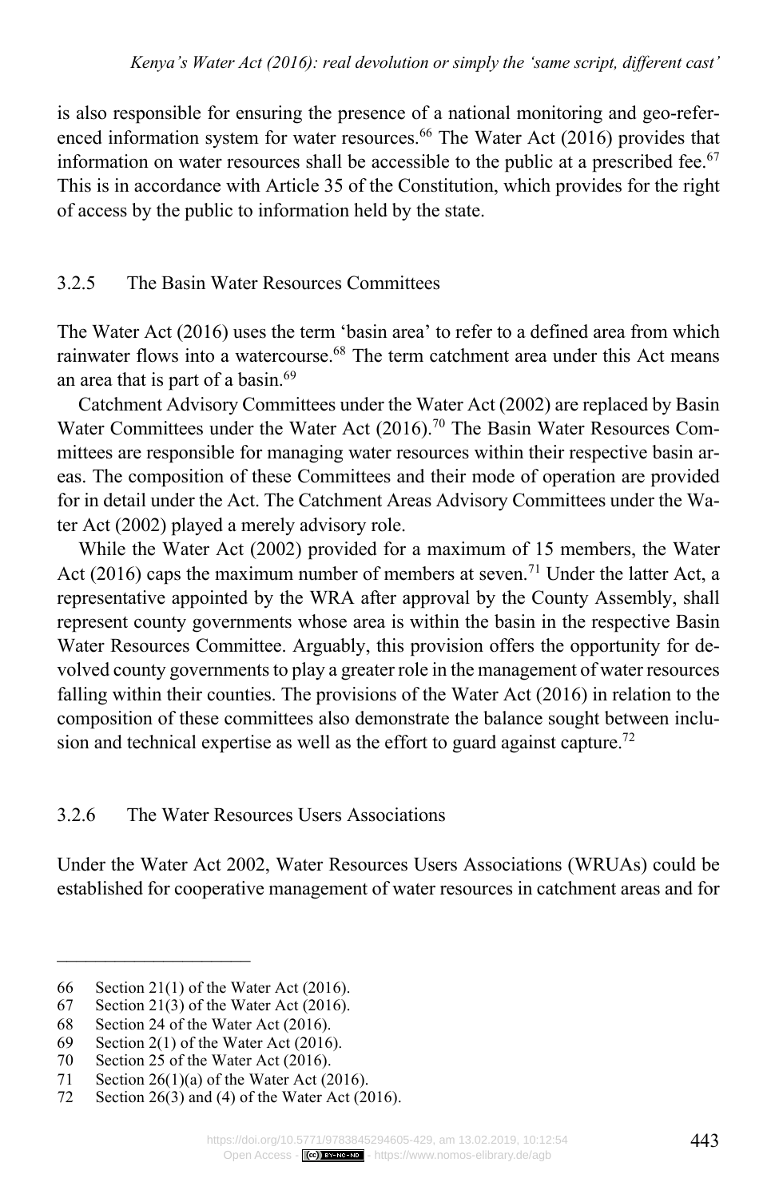is also responsible for ensuring the presence of a national monitoring and geo-referenced information system for water resources.[66] The Water Act (2016) provides that information on water resources shall be accessible to the public at a prescribed fee.[67] This is in accordance with Article 35 of the Constitution, which provides for the right of access by the public to information held by the state.

### 3.2.5 The Basin Water Resources Committees

The Water Act (2016) uses the term 'basin area' to refer to a defined area from which rainwater flows into a watercourse.[68] The term catchment area under this Act means an area that is part of a basin.[69]

Catchment Advisory Committees under the Water Act (2002) are replaced by Basin Water Committees under the Water Act (2016).[70] The Basin Water Resources Committees are responsible for managing water resources within their respective basin areas. The composition of these Committees and their mode of operation are provided for in detail under the Act. The Catchment Areas Advisory Committees under the Water Act (2002) played a merely advisory role.

While the Water Act (2002) provided for a maximum of 15 members, the Water Act (2016) caps the maximum number of members at seven.[71] Under the latter Act, a representative appointed by the WRA after approval by the County Assembly, shall represent county governments whose area is within the basin in the respective Basin Water Resources Committee. Arguably, this provision offers the opportunity for devolved county governments to play a greater role in the management of water resources falling within their counties. The provisions of the Water Act (2016) in relation to the composition of these committees also demonstrate the balance sought between inclusion and technical expertise as well as the effort to guard against capture.[72]

### 3.2.6 The Water Resources Users Associations

Under the Water Act 2002, Water Resources Users Associations (WRUAs) could be established for cooperative management of water resources in catchment areas and for

---

66 Section 21(1) of the Water Act (2016).

67 Section 21(3) of the Water Act (2016).

68 Section 24 of the Water Act (2016).

69 Section 2(1) of the Water Act (2016).

70 Section 25 of the Water Act (2016).

71 Section 26(1)(a) of the Water Act (2016).

72 Section 26(3) and (4) of the Water Act (2016).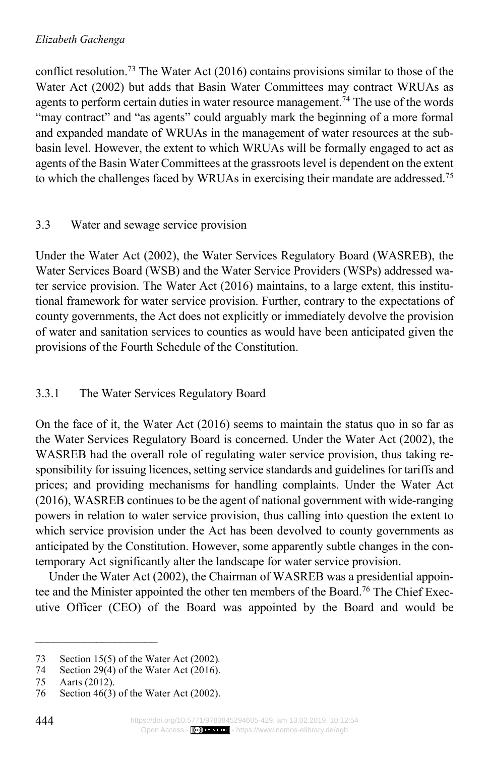conflict resolution.[73] The Water Act (2016) contains provisions similar to those of the Water Act (2002) but adds that Basin Water Committees may contract WRUAs as agents to perform certain duties in water resource management.[74] The use of the words "may contract" and "as agents" could arguably mark the beginning of a more formal and expanded mandate of WRUAs in the management of water resources at the sub-basin level. However, the extent to which WRUAs will be formally engaged to act as agents of the Basin Water Committees at the grassroots level is dependent on the extent to which the challenges faced by WRUAs in exercising their mandate are addressed.[75]

### 3.3 Water and sewage service provision

Under the Water Act (2002), the Water Services Regulatory Board (WASREB), the Water Services Board (WSB) and the Water Service Providers (WSPs) addressed water service provision. The Water Act (2016) maintains, to a large extent, this institutional framework for water service provision. Further, contrary to the expectations of county governments, the Act does not explicitly or immediately devolve the provision of water and sanitation services to counties as would have been anticipated given the provisions of the Fourth Schedule of the Constitution.

#### 3.3.1 The Water Services Regulatory Board

On the face of it, the Water Act (2016) seems to maintain the status quo in so far as the Water Services Regulatory Board is concerned. Under the Water Act (2002), the WASREB had the overall role of regulating water service provision, thus taking responsibility for issuing licences, setting service standards and guidelines for tariffs and prices; and providing mechanisms for handling complaints. Under the Water Act (2016), WASREB continues to be the agent of national government with wide-ranging powers in relation to water service provision, thus calling into question the extent to which service provision under the Act has been devolved to county governments as anticipated by the Constitution. However, some apparently subtle changes in the contemporary Act significantly alter the landscape for water service provision.

Under the Water Act (2002), the Chairman of WASREB was a presidential appointee and the Minister appointed the other ten members of the Board.[76] The Chief Executive Officer (CEO) of the Board was appointed by the Board and would be

---

73 Section 15(5) of the Water Act (2002).

74 Section 29(4) of the Water Act (2016).

75 Aarts (2012).

76 Section 46(3) of the Water Act (2002).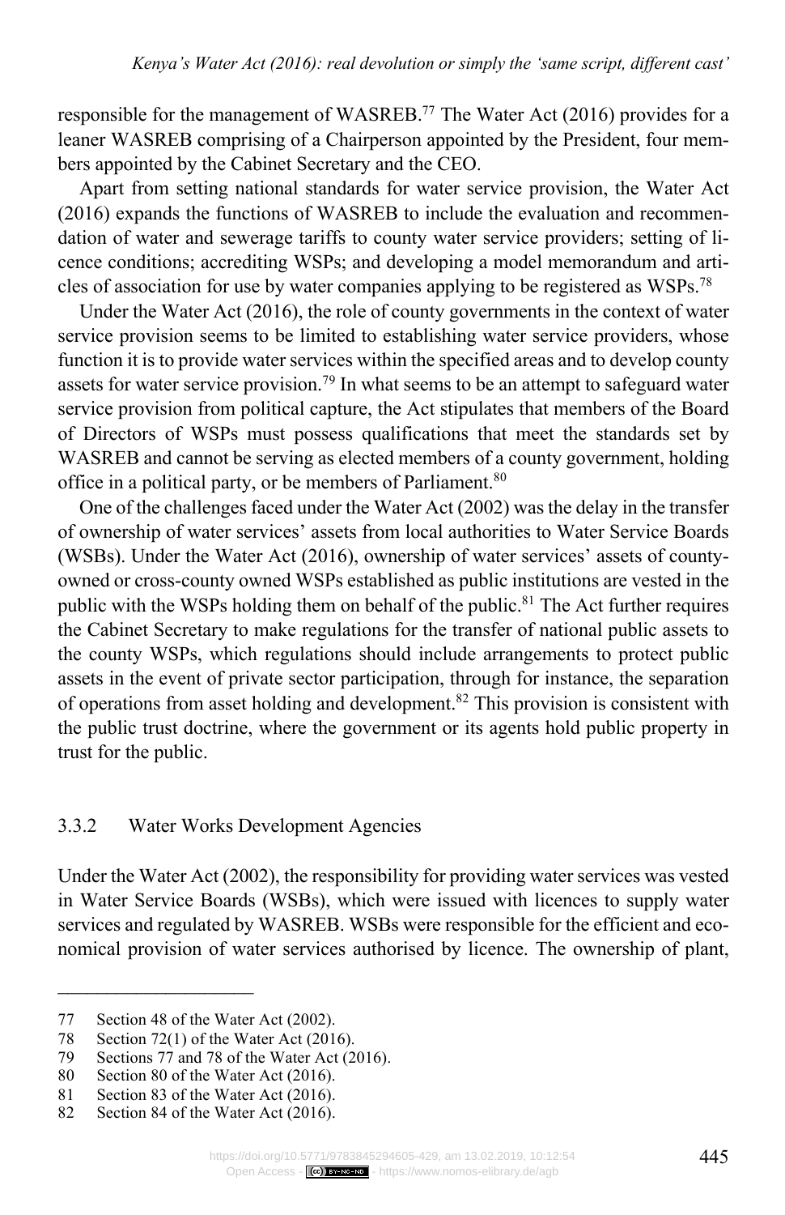responsible for the management of WASREB.[77] The Water Act (2016) provides for a leaner WASREB comprising of a Chairperson appointed by the President, four members appointed by the Cabinet Secretary and the CEO.

Apart from setting national standards for water service provision, the Water Act (2016) expands the functions of WASREB to include the evaluation and recommendation of water and sewerage tariffs to county water service providers; setting of licence conditions; accrediting WSPs; and developing a model memorandum and articles of association for use by water companies applying to be registered as WSPs.[78]

Under the Water Act (2016), the role of county governments in the context of water service provision seems to be limited to establishing water service providers, whose function it is to provide water services within the specified areas and to develop county assets for water service provision.[79] In what seems to be an attempt to safeguard water service provision from political capture, the Act stipulates that members of the Board of Directors of WSPs must possess qualifications that meet the standards set by WASREB and cannot be serving as elected members of a county government, holding office in a political party, or be members of Parliament.[80]

One of the challenges faced under the Water Act (2002) was the delay in the transfer of ownership of water services' assets from local authorities to Water Service Boards (WSBs). Under the Water Act (2016), ownership of water services' assets of county-owned or cross-county owned WSPs established as public institutions are vested in the public with the WSPs holding them on behalf of the public.[81] The Act further requires the Cabinet Secretary to make regulations for the transfer of national public assets to the county WSPs, which regulations should include arrangements to protect public assets in the event of private sector participation, through for instance, the separation of operations from asset holding and development.[82] This provision is consistent with the public trust doctrine, where the government or its agents hold public property in trust for the public.

### 3.3.2 Water Works Development Agencies

Under the Water Act (2002), the responsibility for providing water services was vested in Water Service Boards (WSBs), which were issued with licences to supply water services and regulated by WASREB. WSBs were responsible for the efficient and economical provision of water services authorised by licence. The ownership of plant,

---

77 Section 48 of the Water Act (2002).

78 Section 72(1) of the Water Act (2016).

79 Sections 77 and 78 of the Water Act (2016).

80 Section 80 of the Water Act (2016).

81 Section 83 of the Water Act (2016).

82 Section 84 of the Water Act (2016).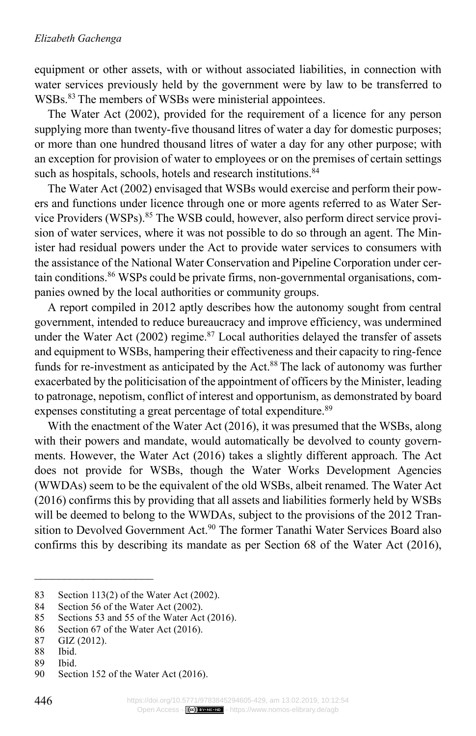equipment or other assets, with or without associated liabilities, in connection with water services previously held by the government were by law to be transferred to WSBs.[83] The members of WSBs were ministerial appointees.

The Water Act (2002), provided for the requirement of a licence for any person supplying more than twenty-five thousand litres of water a day for domestic purposes; or more than one hundred thousand litres of water a day for any other purpose; with an exception for provision of water to employees or on the premises of certain settings such as hospitals, schools, hotels and research institutions.[84]

The Water Act (2002) envisaged that WSBs would exercise and perform their powers and functions under licence through one or more agents referred to as Water Service Providers (WSPs).[85] The WSB could, however, also perform direct service provision of water services, where it was not possible to do so through an agent. The Minister had residual powers under the Act to provide water services to consumers with the assistance of the National Water Conservation and Pipeline Corporation under certain conditions.[86] WSPs could be private firms, non-governmental organisations, companies owned by the local authorities or community groups.

A report compiled in 2012 aptly describes how the autonomy sought from central government, intended to reduce bureaucracy and improve efficiency, was undermined under the Water Act (2002) regime.[87] Local authorities delayed the transfer of assets and equipment to WSBs, hampering their effectiveness and their capacity to ring-fence funds for re-investment as anticipated by the Act.[88] The lack of autonomy was further exacerbated by the politicisation of the appointment of officers by the Minister, leading to patronage, nepotism, conflict of interest and opportunism, as demonstrated by board expenses constituting a great percentage of total expenditure.[89]

With the enactment of the Water Act (2016), it was presumed that the WSBs, along with their powers and mandate, would automatically be devolved to county governments. However, the Water Act (2016) takes a slightly different approach. The Act does not provide for WSBs, though the Water Works Development Agencies (WWDAs) seem to be the equivalent of the old WSBs, albeit renamed. The Water Act (2016) confirms this by providing that all assets and liabilities formerly held by WSBs will be deemed to belong to the WWDAs, subject to the provisions of the 2012 Transition to Devolved Government Act.[90] The former Tanathi Water Services Board also confirms this by describing its mandate as per Section 68 of the Water Act (2016),

---

83 Section 113(2) of the Water Act (2002).
84 Section 56 of the Water Act (2002).
85 Sections 53 and 55 of the Water Act (2016).
86 Section 67 of the Water Act (2016).
87 GIZ (2012).
88 Ibid.
89 Ibid.
90 Section 152 of the Water Act (2016).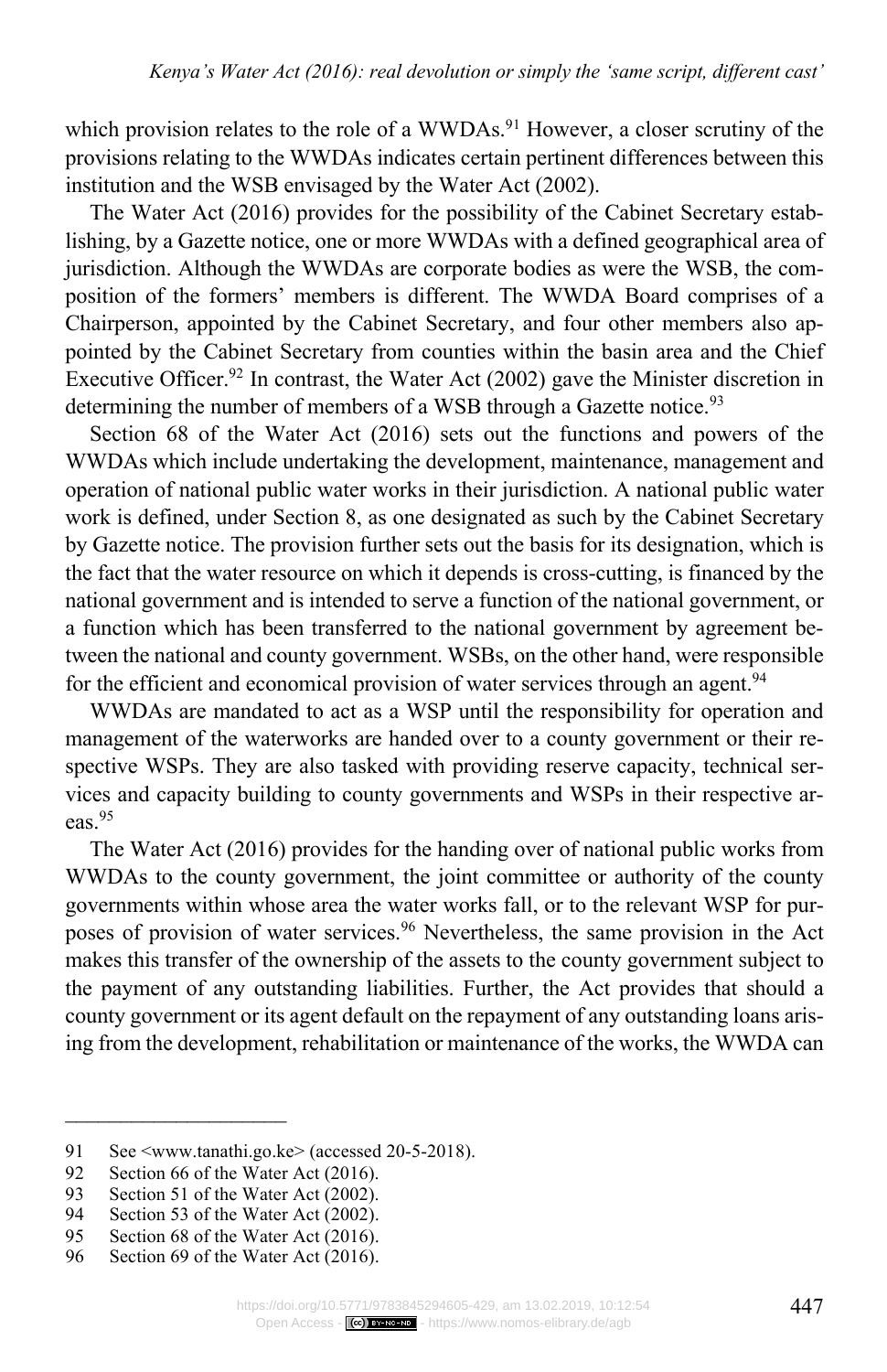which provision relates to the role of a WWDAs.[91] However, a closer scrutiny of the provisions relating to the WWDAs indicates certain pertinent differences between this institution and the WSB envisaged by the Water Act (2002).

The Water Act (2016) provides for the possibility of the Cabinet Secretary establishing, by a Gazette notice, one or more WWDAs with a defined geographical area of jurisdiction. Although the WWDAs are corporate bodies as were the WSB, the composition of the formers' members is different. The WWDA Board comprises of a Chairperson, appointed by the Cabinet Secretary, and four other members also appointed by the Cabinet Secretary from counties within the basin area and the Chief Executive Officer.[92] In contrast, the Water Act (2002) gave the Minister discretion in determining the number of members of a WSB through a Gazette notice.[93]

Section 68 of the Water Act (2016) sets out the functions and powers of the WWDAs which include undertaking the development, maintenance, management and operation of national public water works in their jurisdiction. A national public water work is defined, under Section 8, as one designated as such by the Cabinet Secretary by Gazette notice. The provision further sets out the basis for its designation, which is the fact that the water resource on which it depends is cross-cutting, is financed by the national government and is intended to serve a function of the national government, or a function which has been transferred to the national government by agreement between the national and county government. WSBs, on the other hand, were responsible for the efficient and economical provision of water services through an agent.[94]

WWDAs are mandated to act as a WSP until the responsibility for operation and management of the waterworks are handed over to a county government or their respective WSPs. They are also tasked with providing reserve capacity, technical services and capacity building to county governments and WSPs in their respective areas.[95]

The Water Act (2016) provides for the handing over of national public works from WWDAs to the county government, the joint committee or authority of the county governments within whose area the water works fall, or to the relevant WSP for purposes of provision of water services.[96] Nevertheless, the same provision in the Act makes this transfer of the ownership of the assets to the county government subject to the payment of any outstanding liabilities. Further, the Act provides that should a county government or its agent default on the repayment of any outstanding loans arising from the development, rehabilitation or maintenance of the works, the WWDA can

---

91 See <www.tanathi.go.ke> (accessed 20-5-2018).

92 Section 66 of the Water Act (2016).

93 Section 51 of the Water Act (2002).

94 Section 53 of the Water Act (2002).

95 Section 68 of the Water Act (2016).

96 Section 69 of the Water Act (2016).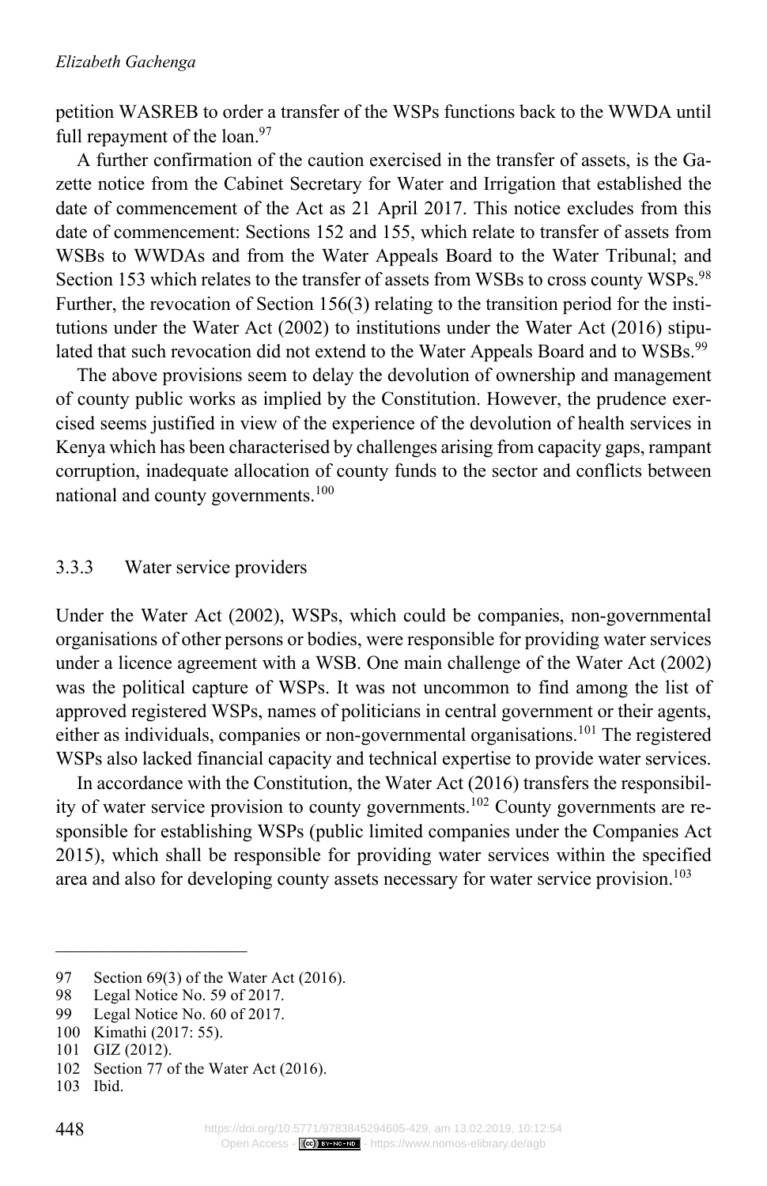petition WASREB to order a transfer of the WSPs functions back to the WWDA until full repayment of the loan.[97]

A further confirmation of the caution exercised in the transfer of assets, is the Gazette notice from the Cabinet Secretary for Water and Irrigation that established the date of commencement of the Act as 21 April 2017. This notice excludes from this date of commencement: Sections 152 and 155, which relate to transfer of assets from WSBs to WWDAs and from the Water Appeals Board to the Water Tribunal; and Section 153 which relates to the transfer of assets from WSBs to cross county WSPs.[98] Further, the revocation of Section 156(3) relating to the transition period for the institutions under the Water Act (2002) to institutions under the Water Act (2016) stipulated that such revocation did not extend to the Water Appeals Board and to WSBs.[99]

The above provisions seem to delay the devolution of ownership and management of county public works as implied by the Constitution. However, the prudence exercised seems justified in view of the experience of the devolution of health services in Kenya which has been characterised by challenges arising from capacity gaps, rampant corruption, inadequate allocation of county funds to the sector and conflicts between national and county governments.[100]

### 3.3.3 Water service providers

Under the Water Act (2002), WSPs, which could be companies, non-governmental organisations of other persons or bodies, were responsible for providing water services under a licence agreement with a WSB. One main challenge of the Water Act (2002) was the political capture of WSPs. It was not uncommon to find among the list of approved registered WSPs, names of politicians in central government or their agents, either as individuals, companies or non-governmental organisations.[101] The registered WSPs also lacked financial capacity and technical expertise to provide water services.

In accordance with the Constitution, the Water Act (2016) transfers the responsibility of water service provision to county governments.[102] County governments are responsible for establishing WSPs (public limited companies under the Companies Act 2015), which shall be responsible for providing water services within the specified area and also for developing county assets necessary for water service provision.[103]

---

97 Section 69(3) of the Water Act (2016).

98 Legal Notice No. 59 of 2017.

99 Legal Notice No. 60 of 2017.

100 Kimathi (2017: 55).

101 GIZ (2012).

102 Section 77 of the Water Act (2016).

103 Ibid.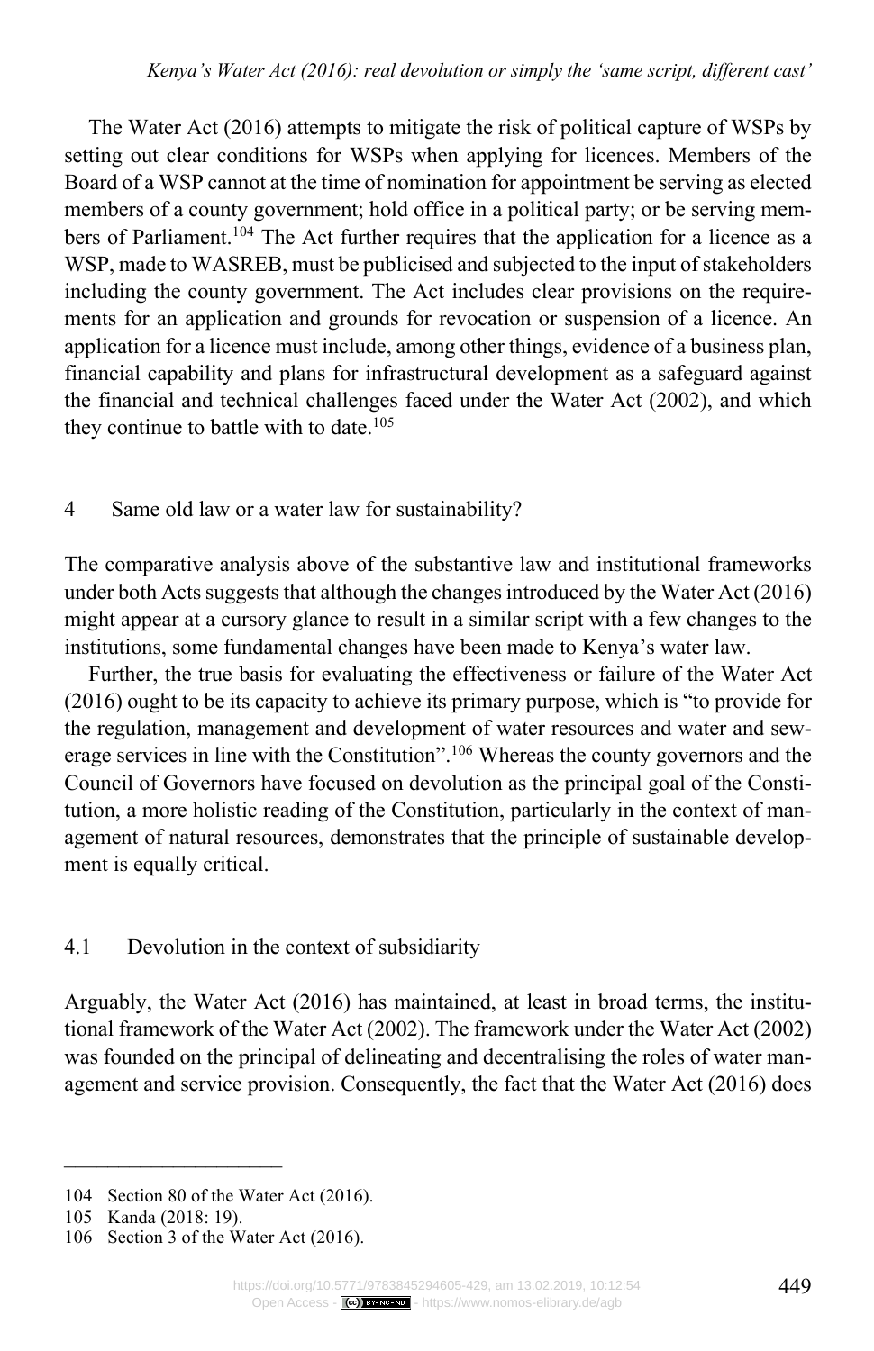The Water Act (2016) attempts to mitigate the risk of political capture of WSPs by setting out clear conditions for WSPs when applying for licences. Members of the Board of a WSP cannot at the time of nomination for appointment be serving as elected members of a county government; hold office in a political party; or be serving members of Parliament.[104] The Act further requires that the application for a licence as a WSP, made to WASREB, must be publicised and subjected to the input of stakeholders including the county government. The Act includes clear provisions on the requirements for an application and grounds for revocation or suspension of a licence. An application for a licence must include, among other things, evidence of a business plan, financial capability and plans for infrastructural development as a safeguard against the financial and technical challenges faced under the Water Act (2002), and which they continue to battle with to date.[105]

## 4 Same old law or a water law for sustainability?

The comparative analysis above of the substantive law and institutional frameworks under both Acts suggests that although the changes introduced by the Water Act (2016) might appear at a cursory glance to result in a similar script with a few changes to the institutions, some fundamental changes have been made to Kenya's water law.

Further, the true basis for evaluating the effectiveness or failure of the Water Act (2016) ought to be its capacity to achieve its primary purpose, which is "to provide for the regulation, management and development of water resources and water and sewerage services in line with the Constitution".[106] Whereas the county governors and the Council of Governors have focused on devolution as the principal goal of the Constitution, a more holistic reading of the Constitution, particularly in the context of management of natural resources, demonstrates that the principle of sustainable development is equally critical.

### 4.1 Devolution in the context of subsidiarity

Arguably, the Water Act (2016) has maintained, at least in broad terms, the institutional framework of the Water Act (2002). The framework under the Water Act (2002) was founded on the principal of delineating and decentralising the roles of water management and service provision. Consequently, the fact that the Water Act (2016) does

---

104 Section 80 of the Water Act (2016).

105 Kanda (2018: 19).

106 Section 3 of the Water Act (2016).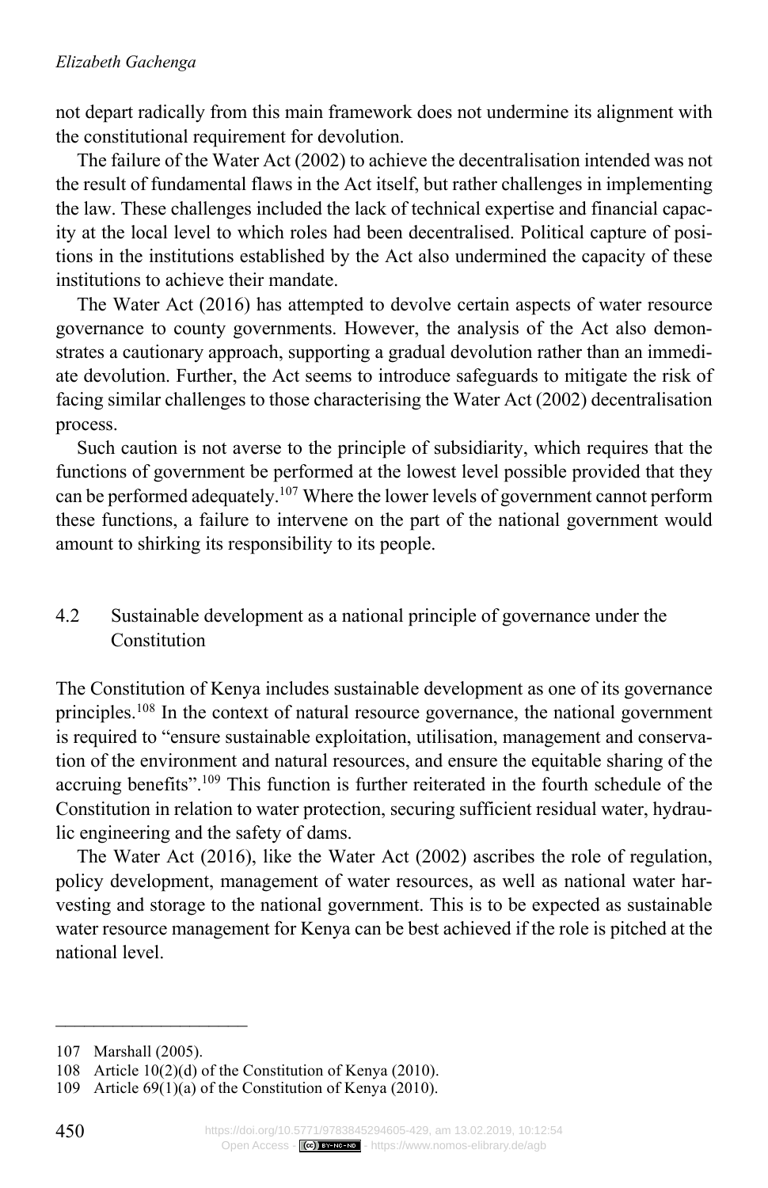not depart radically from this main framework does not undermine its alignment with the constitutional requirement for devolution.

The failure of the Water Act (2002) to achieve the decentralisation intended was not the result of fundamental flaws in the Act itself, but rather challenges in implementing the law. These challenges included the lack of technical expertise and financial capacity at the local level to which roles had been decentralised. Political capture of positions in the institutions established by the Act also undermined the capacity of these institutions to achieve their mandate.

The Water Act (2016) has attempted to devolve certain aspects of water resource governance to county governments. However, the analysis of the Act also demonstrates a cautionary approach, supporting a gradual devolution rather than an immediate devolution. Further, the Act seems to introduce safeguards to mitigate the risk of facing similar challenges to those characterising the Water Act (2002) decentralisation process.

Such caution is not averse to the principle of subsidiarity, which requires that the functions of government be performed at the lowest level possible provided that they can be performed adequately.[107] Where the lower levels of government cannot perform these functions, a failure to intervene on the part of the national government would amount to shirking its responsibility to its people.

## 4.2 Sustainable development as a national principle of governance under the Constitution

The Constitution of Kenya includes sustainable development as one of its governance principles.[108] In the context of natural resource governance, the national government is required to "ensure sustainable exploitation, utilisation, management and conservation of the environment and natural resources, and ensure the equitable sharing of the accruing benefits".[109] This function is further reiterated in the fourth schedule of the Constitution in relation to water protection, securing sufficient residual water, hydraulic engineering and the safety of dams.

The Water Act (2016), like the Water Act (2002) ascribes the role of regulation, policy development, management of water resources, as well as national water harvesting and storage to the national government. This is to be expected as sustainable water resource management for Kenya can be best achieved if the role is pitched at the national level.

---

107 Marshall (2005).

108 Article 10(2)(d) of the Constitution of Kenya (2010).

109 Article 69(1)(a) of the Constitution of Kenya (2010).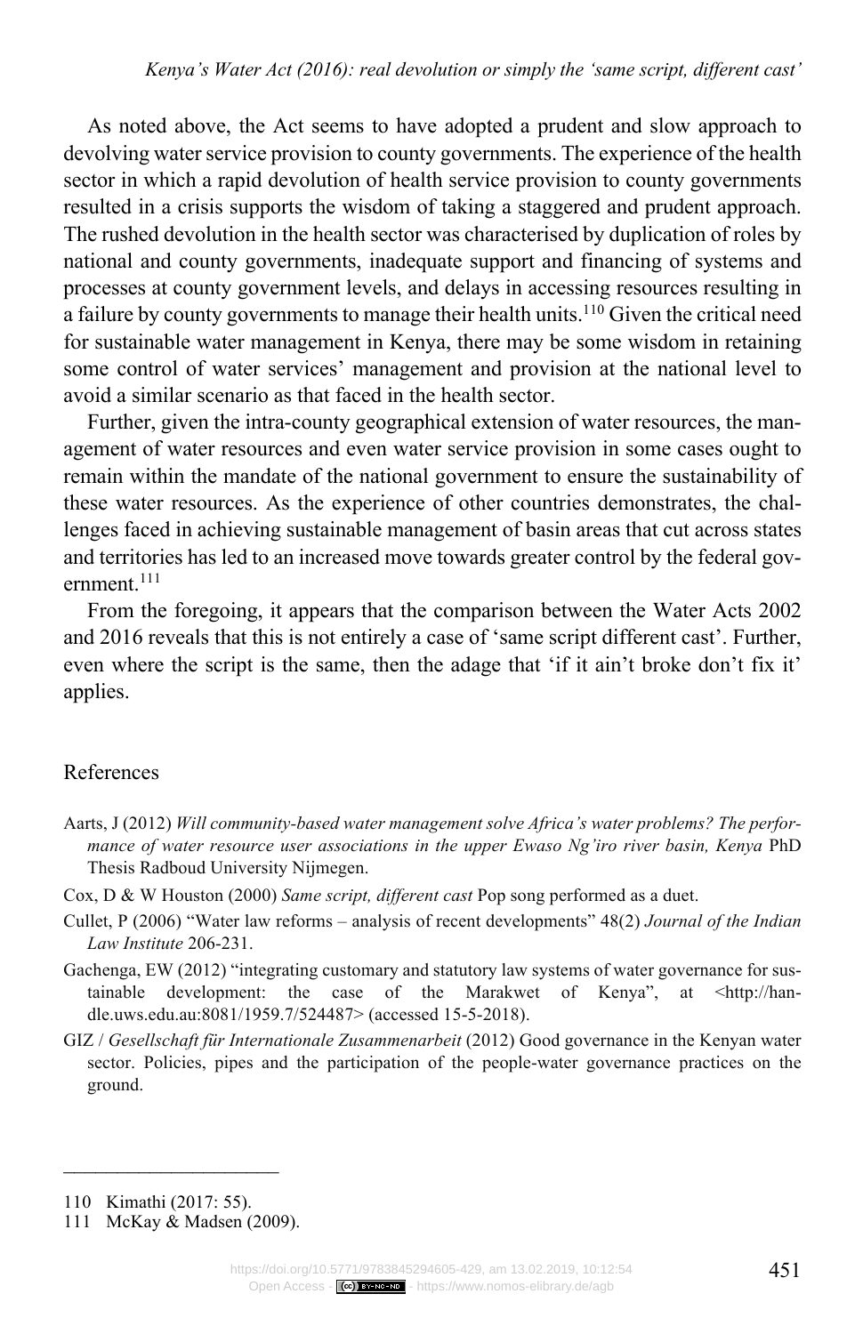As noted above, the Act seems to have adopted a prudent and slow approach to devolving water service provision to county governments. The experience of the health sector in which a rapid devolution of health service provision to county governments resulted in a crisis supports the wisdom of taking a staggered and prudent approach. The rushed devolution in the health sector was characterised by duplication of roles by national and county governments, inadequate support and financing of systems and processes at county government levels, and delays in accessing resources resulting in a failure by county governments to manage their health units.[110] Given the critical need for sustainable water management in Kenya, there may be some wisdom in retaining some control of water services' management and provision at the national level to avoid a similar scenario as that faced in the health sector.

Further, given the intra-county geographical extension of water resources, the management of water resources and even water service provision in some cases ought to remain within the mandate of the national government to ensure the sustainability of these water resources. As the experience of other countries demonstrates, the challenges faced in achieving sustainable management of basin areas that cut across states and territories has led to an increased move towards greater control by the federal government.[111]

From the foregoing, it appears that the comparison between the Water Acts 2002 and 2016 reveals that this is not entirely a case of 'same script different cast'. Further, even where the script is the same, then the adage that 'if it ain't broke don't fix it' applies.

## References

Aarts, J (2012) *Will community-based water management solve Africa's water problems? The performance of water resource user associations in the upper Ewaso Ng'iro river basin, Kenya* PhD Thesis Radboud University Nijmegen.

Cox, D & W Houston (2000) *Same script, different cast* Pop song performed as a duet.

Cullet, P (2006) "Water law reforms – analysis of recent developments" 48(2) *Journal of the Indian Law Institute* 206-231.

Gachenga, EW (2012) "integrating customary and statutory law systems of water governance for sustainable development: the case of the Marakwet of Kenya", at <http://handle.uws.edu.au:8081/1959.7/524487> (accessed 15-5-2018).

GIZ / *Gesellschaft für Internationale Zusammenarbeit* (2012) Good governance in the Kenyan water sector. Policies, pipes and the participation of the people-water governance practices on the ground.

---

110 Kimathi (2017: 55).

111 McKay & Madsen (2009).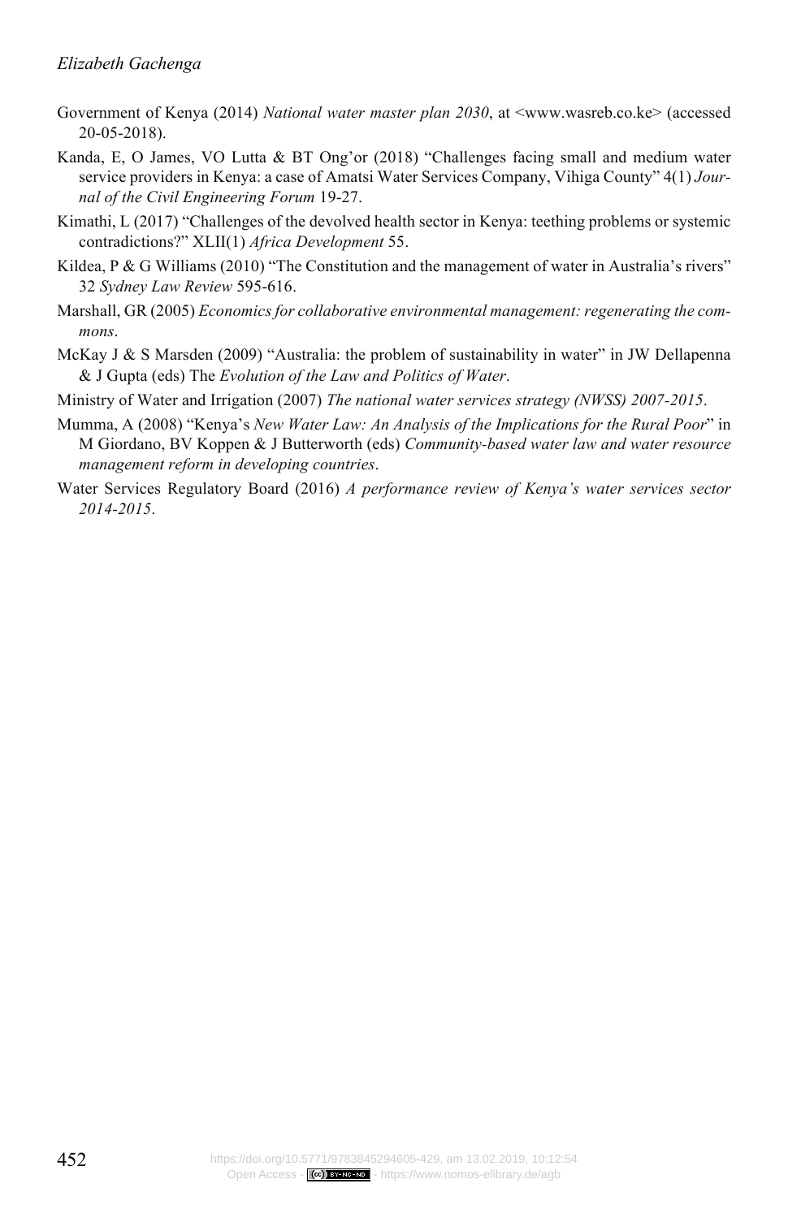Government of Kenya (2014) *National water master plan 2030*, at <www.wasreb.co.ke> (accessed 20-05-2018).

Kanda, E, O James, VO Lutta & BT Ong'or (2018) "Challenges facing small and medium water service providers in Kenya: a case of Amatsi Water Services Company, Vihiga County" 4(1) *Journal of the Civil Engineering Forum* 19-27.

Kimathi, L (2017) "Challenges of the devolved health sector in Kenya: teething problems or systemic contradictions?" XLII(1) *Africa Development* 55.

Kildea, P & G Williams (2010) "The Constitution and the management of water in Australia's rivers" 32 *Sydney Law Review* 595-616.

Marshall, GR (2005) *Economics for collaborative environmental management: regenerating the commons*.

McKay J & S Marsden (2009) "Australia: the problem of sustainability in water" in JW Dellapenna & J Gupta (eds) The *Evolution of the Law and Politics of Water*.

Ministry of Water and Irrigation (2007) *The national water services strategy (NWSS) 2007-2015*.

Mumma, A (2008) "Kenya's *New Water Law: An Analysis of the Implications for the Rural Poor*" in M Giordano, BV Koppen & J Butterworth (eds) *Community-based water law and water resource management reform in developing countries*.

Water Services Regulatory Board (2016) *A performance review of Kenya's water services sector 2014-2015*.